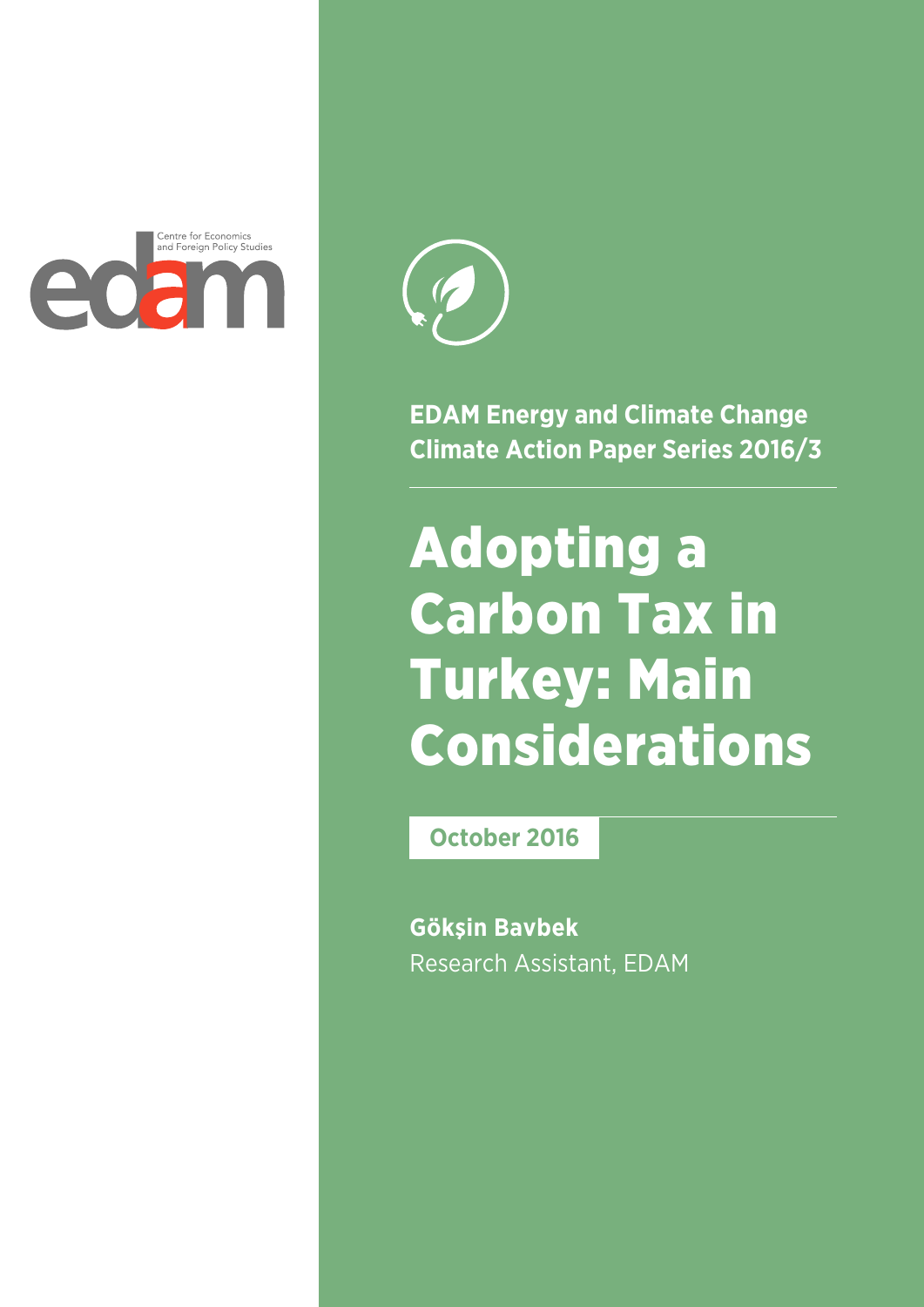edam

Centre for Economics and Foreign Policy Studies

**EDAM Energy and Climate Change Climate Action Paper Series 2016/3**

# Adopting a Carbon Tax in Turkey: Main Considerations

**October 2016**

**Gökşin Bavbek**
Research Assistant, EDAM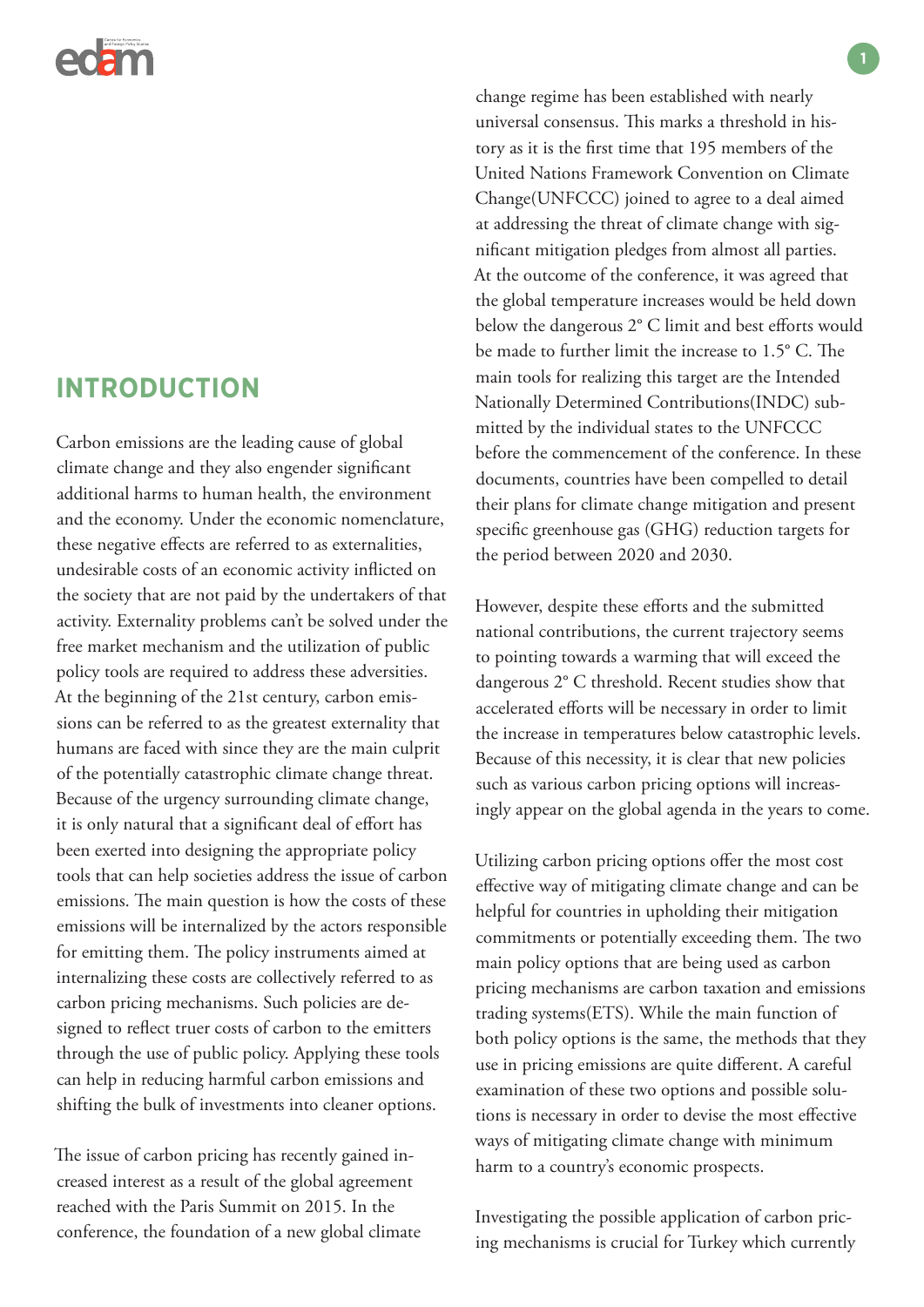## INTRODUCTION

Carbon emissions are the leading cause of global climate change and they also engender significant additional harms to human health, the environment and the economy. Under the economic nomenclature, these negative effects are referred to as externalities, undesirable costs of an economic activity inflicted on the society that are not paid by the undertakers of that activity. Externality problems can't be solved under the free market mechanism and the utilization of public policy tools are required to address these adversities. At the beginning of the 21st century, carbon emissions can be referred to as the greatest externality that humans are faced with since they are the main culprit of the potentially catastrophic climate change threat. Because of the urgency surrounding climate change, it is only natural that a significant deal of effort has been exerted into designing the appropriate policy tools that can help societies address the issue of carbon emissions. The main question is how the costs of these emissions will be internalized by the actors responsible for emitting them. The policy instruments aimed at internalizing these costs are collectively referred to as carbon pricing mechanisms. Such policies are designed to reflect truer costs of carbon to the emitters through the use of public policy. Applying these tools can help in reducing harmful carbon emissions and shifting the bulk of investments into cleaner options.

The issue of carbon pricing has recently gained increased interest as a result of the global agreement reached with the Paris Summit on 2015. In the conference, the foundation of a new global climate change regime has been established with nearly universal consensus. This marks a threshold in history as it is the first time that 195 members of the United Nations Framework Convention on Climate Change(UNFCCC) joined to agree to a deal aimed at addressing the threat of climate change with significant mitigation pledges from almost all parties. At the outcome of the conference, it was agreed that the global temperature increases would be held down below the dangerous 2° C limit and best efforts would be made to further limit the increase to 1.5° C. The main tools for realizing this target are the Intended Nationally Determined Contributions(INDC) submitted by the individual states to the UNFCCC before the commencement of the conference. In these documents, countries have been compelled to detail their plans for climate change mitigation and present specific greenhouse gas (GHG) reduction targets for the period between 2020 and 2030.

However, despite these efforts and the submitted national contributions, the current trajectory seems to pointing towards a warming that will exceed the dangerous 2° C threshold. Recent studies show that accelerated efforts will be necessary in order to limit the increase in temperatures below catastrophic levels. Because of this necessity, it is clear that new policies such as various carbon pricing options will increasingly appear on the global agenda in the years to come.

Utilizing carbon pricing options offer the most cost effective way of mitigating climate change and can be helpful for countries in upholding their mitigation commitments or potentially exceeding them. The two main policy options that are being used as carbon pricing mechanisms are carbon taxation and emissions trading systems(ETS). While the main function of both policy options is the same, the methods that they use in pricing emissions are quite different. A careful examination of these two options and possible solutions is necessary in order to devise the most effective ways of mitigating climate change with minimum harm to a country's economic prospects.

Investigating the possible application of carbon pricing mechanisms is crucial for Turkey which currently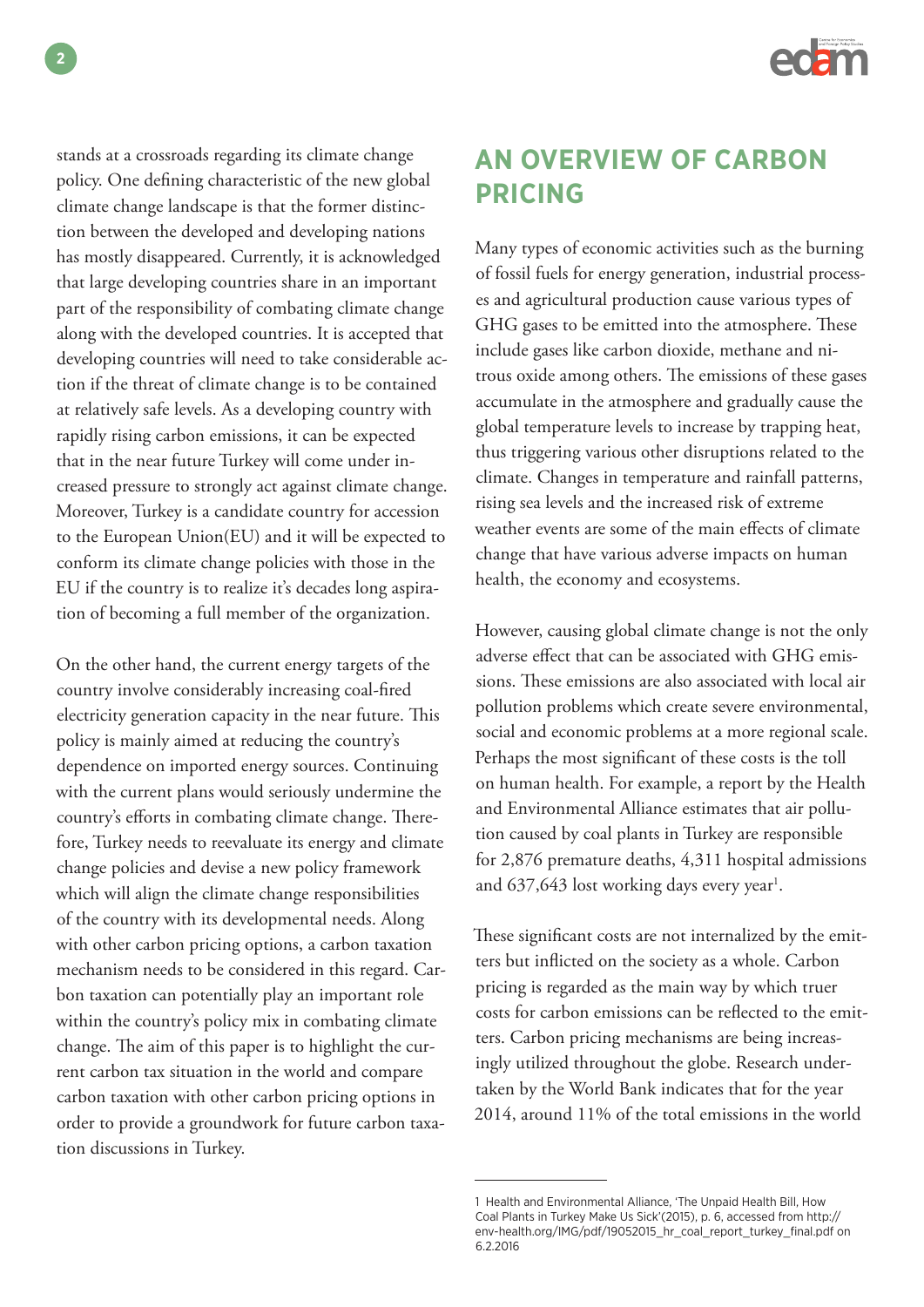stands at a crossroads regarding its climate change policy. One defining characteristic of the new global climate change landscape is that the former distinction between the developed and developing nations has mostly disappeared. Currently, it is acknowledged that large developing countries share in an important part of the responsibility of combating climate change along with the developed countries. It is accepted that developing countries will need to take considerable action if the threat of climate change is to be contained at relatively safe levels. As a developing country with rapidly rising carbon emissions, it can be expected that in the near future Turkey will come under increased pressure to strongly act against climate change. Moreover, Turkey is a candidate country for accession to the European Union(EU) and it will be expected to conform its climate change policies with those in the EU if the country is to realize it's decades long aspiration of becoming a full member of the organization.

On the other hand, the current energy targets of the country involve considerably increasing coal-fired electricity generation capacity in the near future. This policy is mainly aimed at reducing the country's dependence on imported energy sources. Continuing with the current plans would seriously undermine the country's efforts in combating climate change. Therefore, Turkey needs to reevaluate its energy and climate change policies and devise a new policy framework which will align the climate change responsibilities of the country with its developmental needs. Along with other carbon pricing options, a carbon taxation mechanism needs to be considered in this regard. Carbon taxation can potentially play an important role within the country's policy mix in combating climate change. The aim of this paper is to highlight the current carbon tax situation in the world and compare carbon taxation with other carbon pricing options in order to provide a groundwork for future carbon taxation discussions in Turkey.

## AN OVERVIEW OF CARBON PRICING

Many types of economic activities such as the burning of fossil fuels for energy generation, industrial processes and agricultural production cause various types of GHG gases to be emitted into the atmosphere. These include gases like carbon dioxide, methane and nitrous oxide among others. The emissions of these gases accumulate in the atmosphere and gradually cause the global temperature levels to increase by trapping heat, thus triggering various other disruptions related to the climate. Changes in temperature and rainfall patterns, rising sea levels and the increased risk of extreme weather events are some of the main effects of climate change that have various adverse impacts on human health, the economy and ecosystems.

However, causing global climate change is not the only adverse effect that can be associated with GHG emissions. These emissions are also associated with local air pollution problems which create severe environmental, social and economic problems at a more regional scale. Perhaps the most significant of these costs is the toll on human health. For example, a report by the Health and Environmental Alliance estimates that air pollution caused by coal plants in Turkey are responsible for 2,876 premature deaths, 4,311 hospital admissions and 637,643 lost working days every year[1].

These significant costs are not internalized by the emitters but inflicted on the society as a whole. Carbon pricing is regarded as the main way by which truer costs for carbon emissions can be reflected to the emitters. Carbon pricing mechanisms are being increasingly utilized throughout the globe. Research undertaken by the World Bank indicates that for the year 2014, around 11% of the total emissions in the world

---

1 Health and Environmental Alliance, 'The Unpaid Health Bill, How Coal Plants in Turkey Make Us Sick'(2015), p. 6, accessed from http://env-health.org/IMG/pdf/19052015_hr_coal_report_turkey_final.pdf on 6.2.2016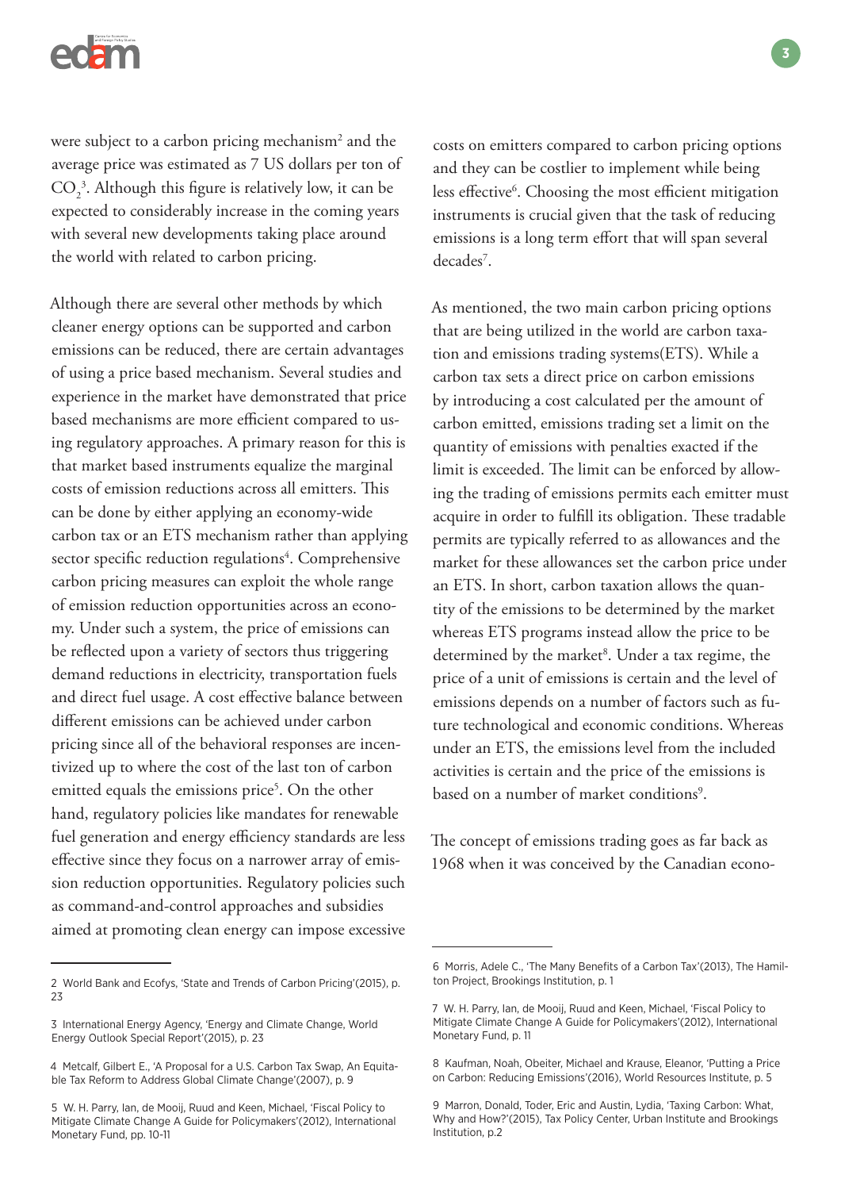were subject to a carbon pricing mechanism[2] and the average price was estimated as 7 US dollars per ton of $CO_2$[3]. Although this figure is relatively low, it can be expected to considerably increase in the coming years with several new developments taking place around the world with related to carbon pricing.

Although there are several other methods by which cleaner energy options can be supported and carbon emissions can be reduced, there are certain advantages of using a price based mechanism. Several studies and experience in the market have demonstrated that price based mechanisms are more efficient compared to using regulatory approaches. A primary reason for this is that market based instruments equalize the marginal costs of emission reductions across all emitters. This can be done by either applying an economy-wide carbon tax or an ETS mechanism rather than applying sector specific reduction regulations[4]. Comprehensive carbon pricing measures can exploit the whole range of emission reduction opportunities across an economy. Under such a system, the price of emissions can be reflected upon a variety of sectors thus triggering demand reductions in electricity, transportation fuels and direct fuel usage. A cost effective balance between different emissions can be achieved under carbon pricing since all of the behavioral responses are incentivized up to where the cost of the last ton of carbon emitted equals the emissions price[5]. On the other hand, regulatory policies like mandates for renewable fuel generation and energy efficiency standards are less effective since they focus on a narrower array of emission reduction opportunities. Regulatory policies such as command-and-control approaches and subsidies aimed at promoting clean energy can impose excessive costs on emitters compared to carbon pricing options and they can be costlier to implement while being less effective[6]. Choosing the most efficient mitigation instruments is crucial given that the task of reducing emissions is a long term effort that will span several decades[7].

As mentioned, the two main carbon pricing options that are being utilized in the world are carbon taxation and emissions trading systems(ETS). While a carbon tax sets a direct price on carbon emissions by introducing a cost calculated per the amount of carbon emitted, emissions trading set a limit on the quantity of emissions with penalties exacted if the limit is exceeded. The limit can be enforced by allowing the trading of emissions permits each emitter must acquire in order to fulfill its obligation. These tradable permits are typically referred to as allowances and the market for these allowances set the carbon price under an ETS. In short, carbon taxation allows the quantity of the emissions to be determined by the market whereas ETS programs instead allow the price to be determined by the market[8]. Under a tax regime, the price of a unit of emissions is certain and the level of emissions depends on a number of factors such as future technological and economic conditions. Whereas under an ETS, the emissions level from the included activities is certain and the price of the emissions is based on a number of market conditions[9].

The concept of emissions trading goes as far back as 1968 when it was conceived by the Canadian econo-

---

2 World Bank and Ecofys, 'State and Trends of Carbon Pricing'(2015), p. 23

3 International Energy Agency, 'Energy and Climate Change, World Energy Outlook Special Report'(2015), p. 23

4 Metcalf, Gilbert E., 'A Proposal for a U.S. Carbon Tax Swap, An Equitable Tax Reform to Address Global Climate Change'(2007), p. 9

5 W. H. Parry, Ian, de Mooij, Ruud and Keen, Michael, 'Fiscal Policy to Mitigate Climate Change A Guide for Policymakers'(2012), International Monetary Fund, pp. 10-11

6 Morris, Adele C., 'The Many Benefits of a Carbon Tax'(2013), The Hamilton Project, Brookings Institution, p. 1

7 W. H. Parry, Ian, de Mooij, Ruud and Keen, Michael, 'Fiscal Policy to Mitigate Climate Change A Guide for Policymakers'(2012), International Monetary Fund, p. 11

8 Kaufman, Noah, Obeiter, Michael and Krause, Eleanor, 'Putting a Price on Carbon: Reducing Emissions'(2016), World Resources Institute, p. 5

9 Marron, Donald, Toder, Eric and Austin, Lydia, 'Taxing Carbon: What, Why and How?'(2015), Tax Policy Center, Urban Institute and Brookings Institution, p.2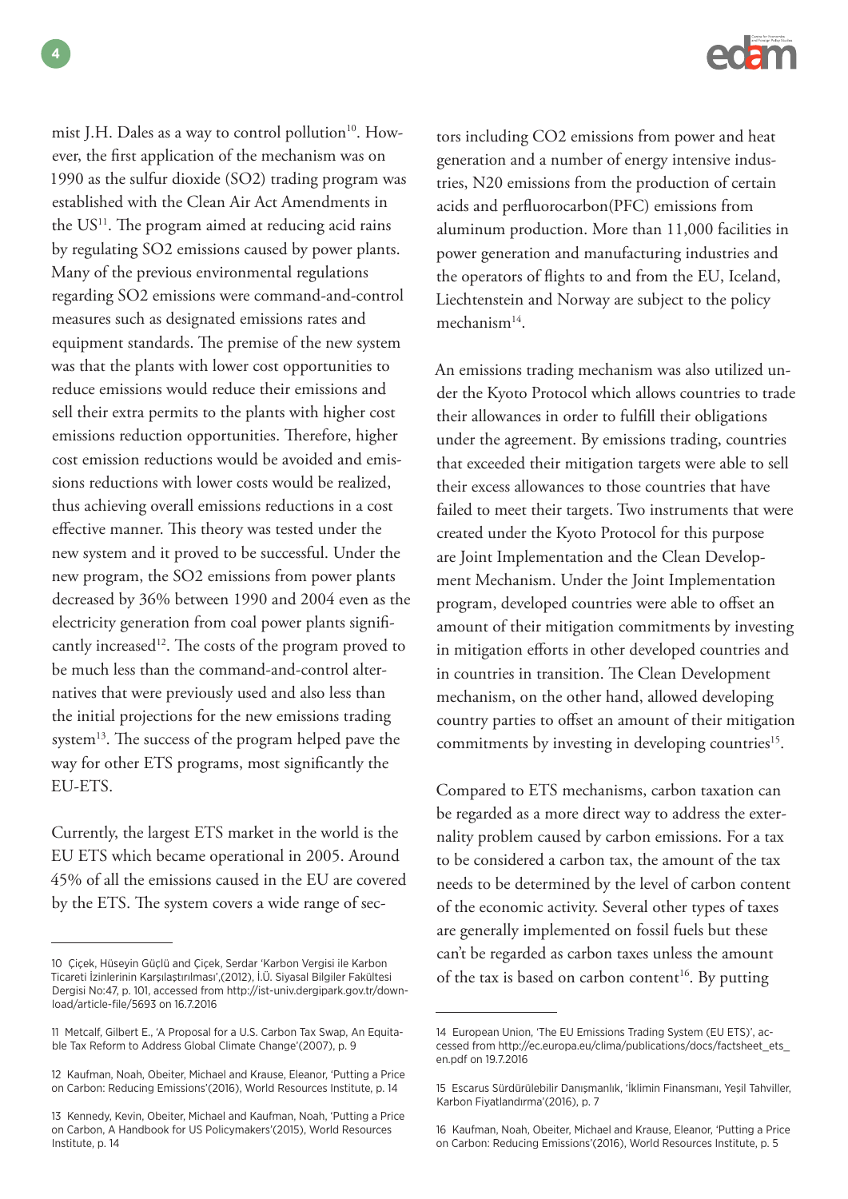mist J.H. Dales as a way to control pollution[10]. However, the first application of the mechanism was on 1990 as the sulfur dioxide (SO2) trading program was established with the Clean Air Act Amendments in the US[11]. The program aimed at reducing acid rains by regulating SO2 emissions caused by power plants. Many of the previous environmental regulations regarding SO2 emissions were command-and-control measures such as designated emissions rates and equipment standards. The premise of the new system was that the plants with lower cost opportunities to reduce emissions would reduce their emissions and sell their extra permits to the plants with higher cost emissions reduction opportunities. Therefore, higher cost emission reductions would be avoided and emissions reductions with lower costs would be realized, thus achieving overall emissions reductions in a cost effective manner. This theory was tested under the new system and it proved to be successful. Under the new program, the SO2 emissions from power plants decreased by 36% between 1990 and 2004 even as the electricity generation from coal power plants significantly increased[12]. The costs of the program proved to be much less than the command-and-control alternatives that were previously used and also less than the initial projections for the new emissions trading system[13]. The success of the program helped pave the way for other ETS programs, most significantly the EU-ETS.

Currently, the largest ETS market in the world is the EU ETS which became operational in 2005. Around 45% of all the emissions caused in the EU are covered by the ETS. The system covers a wide range of sectors including CO2 emissions from power and heat generation and a number of energy intensive industries, N20 emissions from the production of certain acids and perfluorocarbon(PFC) emissions from aluminum production. More than 11,000 facilities in power generation and manufacturing industries and the operators of flights to and from the EU, Iceland, Liechtenstein and Norway are subject to the policy mechanism[14].

An emissions trading mechanism was also utilized under the Kyoto Protocol which allows countries to trade their allowances in order to fulfill their obligations under the agreement. By emissions trading, countries that exceeded their mitigation targets were able to sell their excess allowances to those countries that have failed to meet their targets. Two instruments that were created under the Kyoto Protocol for this purpose are Joint Implementation and the Clean Development Mechanism. Under the Joint Implementation program, developed countries were able to offset an amount of their mitigation commitments by investing in mitigation efforts in other developed countries and in countries in transition. The Clean Development mechanism, on the other hand, allowed developing country parties to offset an amount of their mitigation commitments by investing in developing countries[15].

Compared to ETS mechanisms, carbon taxation can be regarded as a more direct way to address the externality problem caused by carbon emissions. For a tax to be considered a carbon tax, the amount of the tax needs to be determined by the level of carbon content of the economic activity. Several other types of taxes are generally implemented on fossil fuels but these can't be regarded as carbon taxes unless the amount of the tax is based on carbon content[16]. By putting

---

10 Çiçek, Hüseyin Güçlü and Çiçek, Serdar 'Karbon Vergisi ile Karbon Ticareti İzinlerinin Karşılaştırılması',(2012), İ.Ü. Siyasal Bilgiler Fakültesi Dergisi No:47, p. 101, accessed from http://ist-univ.dergipark.gov.tr/download/article-file/5693 on 16.7.2016

11 Metcalf, Gilbert E., 'A Proposal for a U.S. Carbon Tax Swap, An Equitable Tax Reform to Address Global Climate Change'(2007), p. 9

12 Kaufman, Noah, Obeiter, Michael and Krause, Eleanor, 'Putting a Price on Carbon: Reducing Emissions'(2016), World Resources Institute, p. 14

13 Kennedy, Kevin, Obeiter, Michael and Kaufman, Noah, 'Putting a Price on Carbon, A Handbook for US Policymakers'(2015), World Resources Institute, p. 14

14 European Union, 'The EU Emissions Trading System (EU ETS)', accessed from http://ec.europa.eu/clima/publications/docs/factsheet_ets_en.pdf on 19.7.2016

15 Escarus Sürdürülebilir Danışmanlık, 'İklimin Finansmanı, Yeşil Tahviller, Karbon Fiyatlandırma'(2016), p. 7

16 Kaufman, Noah, Obeiter, Michael and Krause, Eleanor, 'Putting a Price on Carbon: Reducing Emissions'(2016), World Resources Institute, p. 5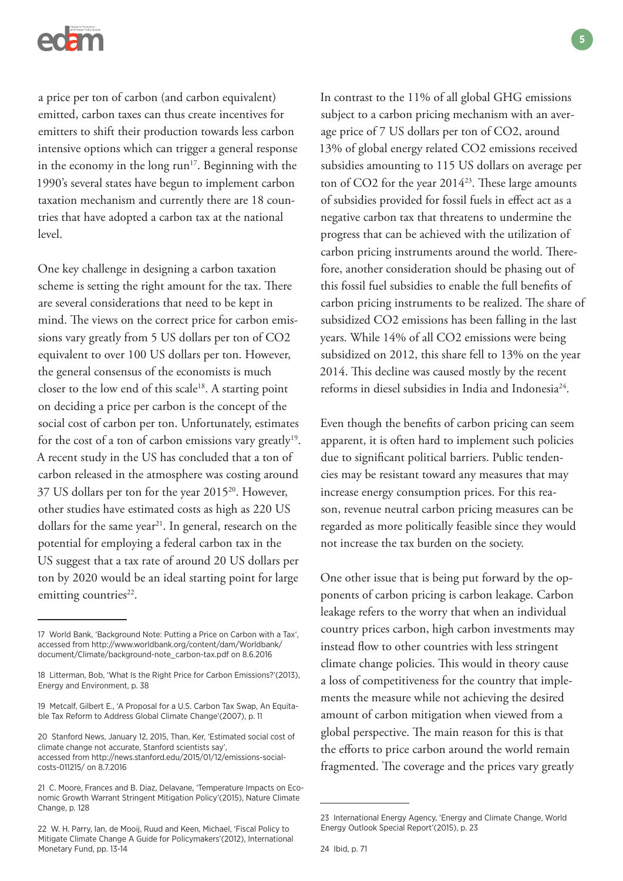a price per ton of carbon (and carbon equivalent) emitted, carbon taxes can thus create incentives for emitters to shift their production towards less carbon intensive options which can trigger a general response in the economy in the long run[17]. Beginning with the 1990's several states have begun to implement carbon taxation mechanism and currently there are 18 countries that have adopted a carbon tax at the national level.

One key challenge in designing a carbon taxation scheme is setting the right amount for the tax. There are several considerations that need to be kept in mind. The views on the correct price for carbon emissions vary greatly from 5 US dollars per ton of CO2 equivalent to over 100 US dollars per ton. However, the general consensus of the economists is much closer to the low end of this scale[18]. A starting point on deciding a price per carbon is the concept of the social cost of carbon per ton. Unfortunately, estimates for the cost of a ton of carbon emissions vary greatly[19]. A recent study in the US has concluded that a ton of carbon released in the atmosphere was costing around 37 US dollars per ton for the year 2015[20]. However, other studies have estimated costs as high as 220 US dollars for the same year[21]. In general, research on the potential for employing a federal carbon tax in the US suggest that a tax rate of around 20 US dollars per ton by 2020 would be an ideal starting point for large emitting countries[22].

In contrast to the 11% of all global GHG emissions subject to a carbon pricing mechanism with an average price of 7 US dollars per ton of CO2, around 13% of global energy related CO2 emissions received subsidies amounting to 115 US dollars on average per ton of CO2 for the year 2014[23]. These large amounts of subsidies provided for fossil fuels in effect act as a negative carbon tax that threatens to undermine the progress that can be achieved with the utilization of carbon pricing instruments around the world. Therefore, another consideration should be phasing out of this fossil fuel subsidies to enable the full benefits of carbon pricing instruments to be realized. The share of subsidized CO2 emissions has been falling in the last years. While 14% of all CO2 emissions were being subsidized on 2012, this share fell to 13% on the year 2014. This decline was caused mostly by the recent reforms in diesel subsidies in India and Indonesia[24].

Even though the benefits of carbon pricing can seem apparent, it is often hard to implement such policies due to significant political barriers. Public tendencies may be resistant toward any measures that may increase energy consumption prices. For this reason, revenue neutral carbon pricing measures can be regarded as more politically feasible since they would not increase the tax burden on the society.

One other issue that is being put forward by the opponents of carbon pricing is carbon leakage. Carbon leakage refers to the worry that when an individual country prices carbon, high carbon investments may instead flow to other countries with less stringent climate change policies. This would in theory cause a loss of competitiveness for the country that implements the measure while not achieving the desired amount of carbon mitigation when viewed from a global perspective. The main reason for this is that the efforts to price carbon around the world remain fragmented. The coverage and the prices vary greatly

---

17 World Bank, 'Background Note: Putting a Price on Carbon with a Tax', accessed from http://www.worldbank.org/content/dam/Worldbank/document/Climate/background-note_carbon-tax.pdf on 8.6.2016

18 Litterman, Bob, 'What Is the Right Price for Carbon Emissions?'(2013), Energy and Environment, p. 38

19 Metcalf, Gilbert E., 'A Proposal for a U.S. Carbon Tax Swap, An Equitable Tax Reform to Address Global Climate Change'(2007), p. 11

20 Stanford News, January 12, 2015, Than, Ker, 'Estimated social cost of climate change not accurate, Stanford scientists say', accessed from http://news.stanford.edu/2015/01/12/emissions-social-costs-011215/ on 8.7.2016

21 C. Moore, Frances and B. Diaz, Delavane, 'Temperature Impacts on Economic Growth Warrant Stringent Mitigation Policy'(2015), Nature Climate Change, p. 128

22 W. H. Parry, Ian, de Mooij, Ruud and Keen, Michael, 'Fiscal Policy to Mitigate Climate Change A Guide for Policymakers'(2012), International Monetary Fund, pp. 13-14

23 International Energy Agency, 'Energy and Climate Change, World Energy Outlook Special Report'(2015), p. 23

24 Ibid, p. 71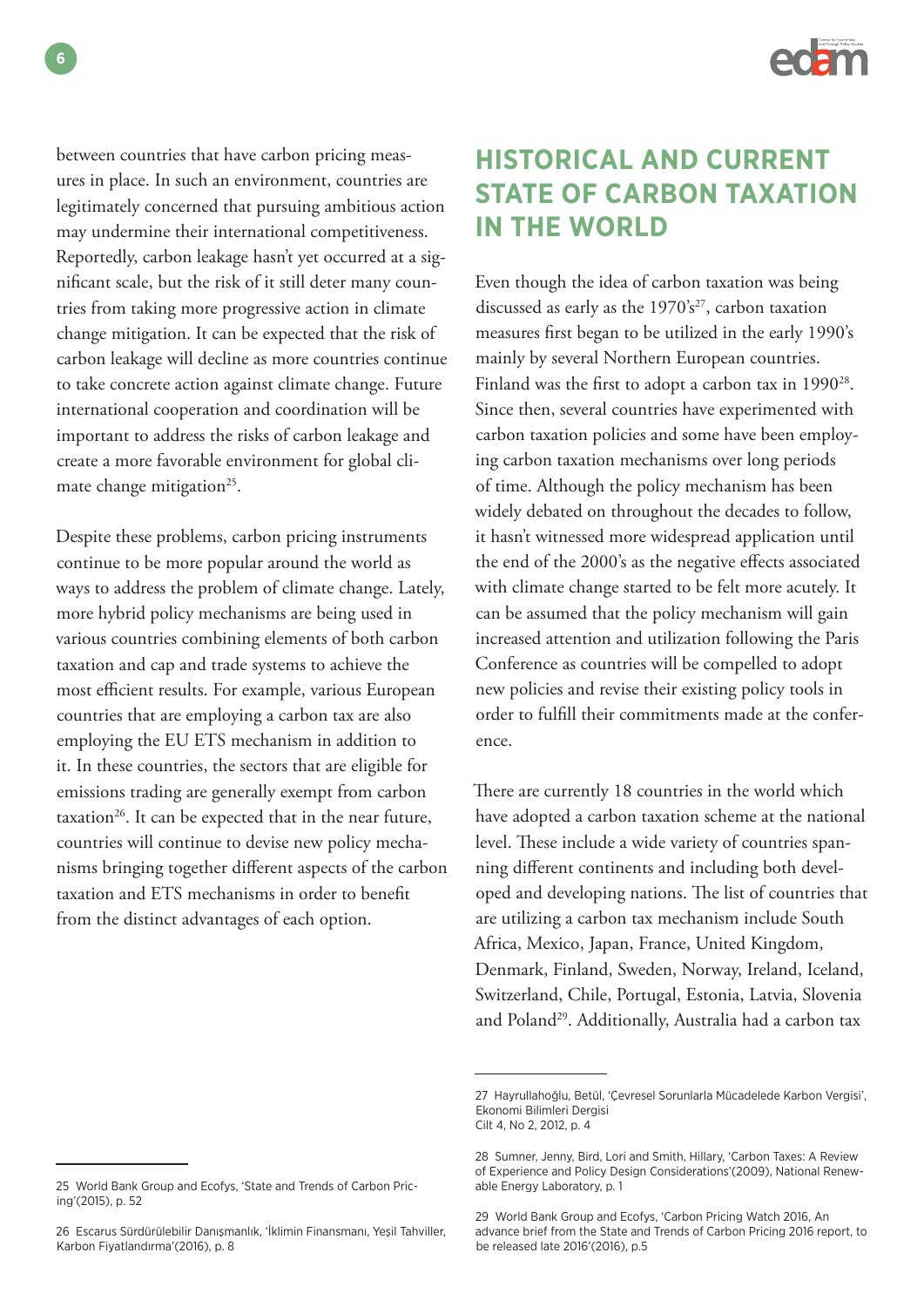between countries that have carbon pricing measures in place. In such an environment, countries are legitimately concerned that pursuing ambitious action may undermine their international competitiveness. Reportedly, carbon leakage hasn't yet occurred at a significant scale, but the risk of it still deter many countries from taking more progressive action in climate change mitigation. It can be expected that the risk of carbon leakage will decline as more countries continue to take concrete action against climate change. Future international cooperation and coordination will be important to address the risks of carbon leakage and create a more favorable environment for global climate change mitigation[25].

Despite these problems, carbon pricing instruments continue to be more popular around the world as ways to address the problem of climate change. Lately, more hybrid policy mechanisms are being used in various countries combining elements of both carbon taxation and cap and trade systems to achieve the most efficient results. For example, various European countries that are employing a carbon tax are also employing the EU ETS mechanism in addition to it. In these countries, the sectors that are eligible for emissions trading are generally exempt from carbon taxation[26]. It can be expected that in the near future, countries will continue to devise new policy mechanisms bringing together different aspects of the carbon taxation and ETS mechanisms in order to benefit from the distinct advantages of each option.

## HISTORICAL AND CURRENT STATE OF CARBON TAXATION IN THE WORLD

Even though the idea of carbon taxation was being discussed as early as the 1970's[27], carbon taxation measures first began to be utilized in the early 1990's mainly by several Northern European countries. Finland was the first to adopt a carbon tax in 1990[28]. Since then, several countries have experimented with carbon taxation policies and some have been employing carbon taxation mechanisms over long periods of time. Although the policy mechanism has been widely debated on throughout the decades to follow, it hasn't witnessed more widespread application until the end of the 2000's as the negative effects associated with climate change started to be felt more acutely. It can be assumed that the policy mechanism will gain increased attention and utilization following the Paris Conference as countries will be compelled to adopt new policies and revise their existing policy tools in order to fulfill their commitments made at the conference.

There are currently 18 countries in the world which have adopted a carbon taxation scheme at the national level. These include a wide variety of countries spanning different continents and including both developed and developing nations. The list of countries that are utilizing a carbon tax mechanism include South Africa, Mexico, Japan, France, United Kingdom, Denmark, Finland, Sweden, Norway, Ireland, Iceland, Switzerland, Chile, Portugal, Estonia, Latvia, Slovenia and Poland[29]. Additionally, Australia had a carbon tax

---

25 World Bank Group and Ecofys, 'State and Trends of Carbon Pricing'(2015), p. 52

26 Escarus Sürdürülebilir Danışmanlık, 'İklimin Finansmanı, Yeşil Tahviller, Karbon Fiyatlandırma'(2016), p. 8

27 Hayrullahoğlu, Betül, 'Çevresel Sorunlarla Mücadelede Karbon Vergisi', Ekonomi Bilimleri Dergisi Cilt 4, No 2, 2012, p. 4

28 Sumner, Jenny, Bird, Lori and Smith, Hillary, 'Carbon Taxes: A Review of Experience and Policy Design Considerations'(2009), National Renewable Energy Laboratory, p. 1

29 World Bank Group and Ecofys, 'Carbon Pricing Watch 2016, An advance brief from the State and Trends of Carbon Pricing 2016 report, to be released late 2016'(2016), p.5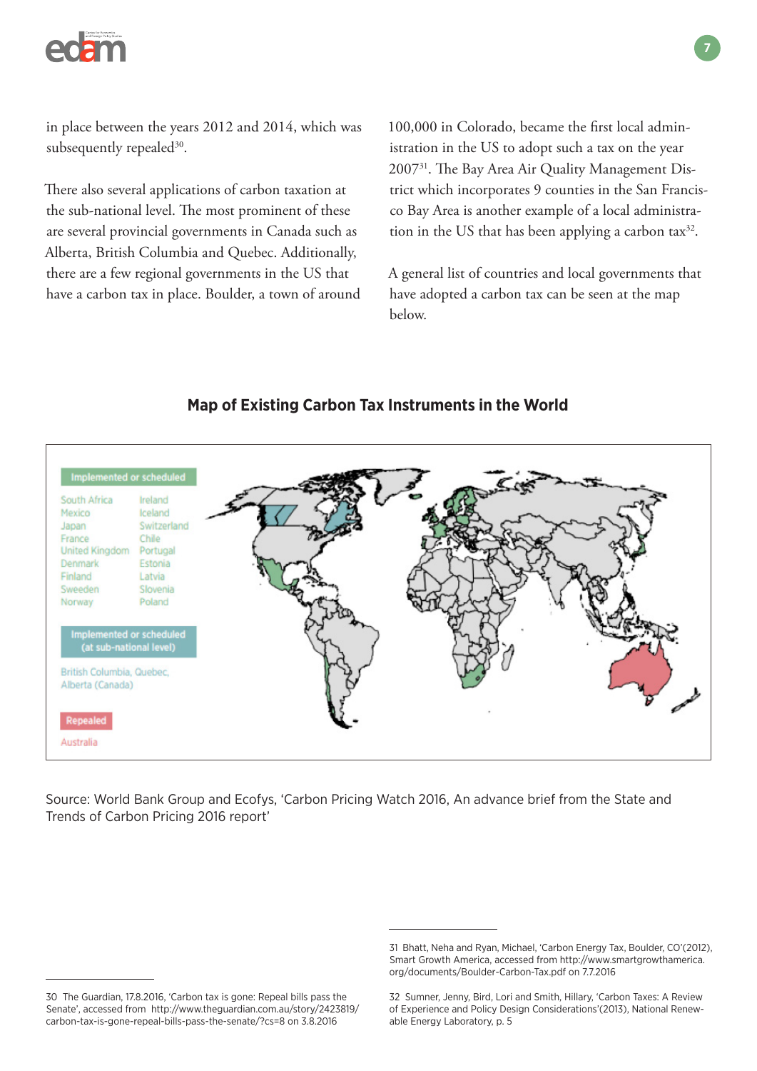in place between the years 2012 and 2014, which was subsequently repealed[30].

There also several applications of carbon taxation at the sub-national level. The most prominent of these are several provincial governments in Canada such as Alberta, British Columbia and Quebec. Additionally, there are a few regional governments in the US that have a carbon tax in place. Boulder, a town of around 100,000 in Colorado, became the first local administration in the US to adopt such a tax on the year 2007[31]. The Bay Area Air Quality Management District which incorporates 9 counties in the San Francisco Bay Area is another example of a local administration in the US that has been applying a carbon tax[32].

A general list of countries and local governments that have adopted a carbon tax can be seen at the map below.

## Map of Existing Carbon Tax Instruments in the World

**Implemented or scheduled**

South Africa, Mexico, Japan, France, United Kingdom, Denmark, Finland, Sweeden, Norway, Ireland, Iceland, Switzerland, Chile, Portugal, Estonia, Latvia, Slovenia, Poland

**Implemented or scheduled (at sub-national level)**

British Columbia, Quebec, Alberta (Canada)

**Repealed**

Australia

Source: World Bank Group and Ecofys, 'Carbon Pricing Watch 2016, An advance brief from the State and Trends of Carbon Pricing 2016 report'

---

30 The Guardian, 17.8.2016, 'Carbon tax is gone: Repeal bills pass the Senate', accessed from http://www.theguardian.com.au/story/2423819/carbon-tax-is-gone-repeal-bills-pass-the-senate/?cs=8 on 3.8.2016

31 Bhatt, Neha and Ryan, Michael, 'Carbon Energy Tax, Boulder, CO'(2012), Smart Growth America, accessed from http://www.smartgrowthamerica.org/documents/Boulder-Carbon-Tax.pdf on 7.7.2016

32 Sumner, Jenny, Bird, Lori and Smith, Hillary, 'Carbon Taxes: A Review of Experience and Policy Design Considerations'(2013), National Renewable Energy Laboratory, p. 5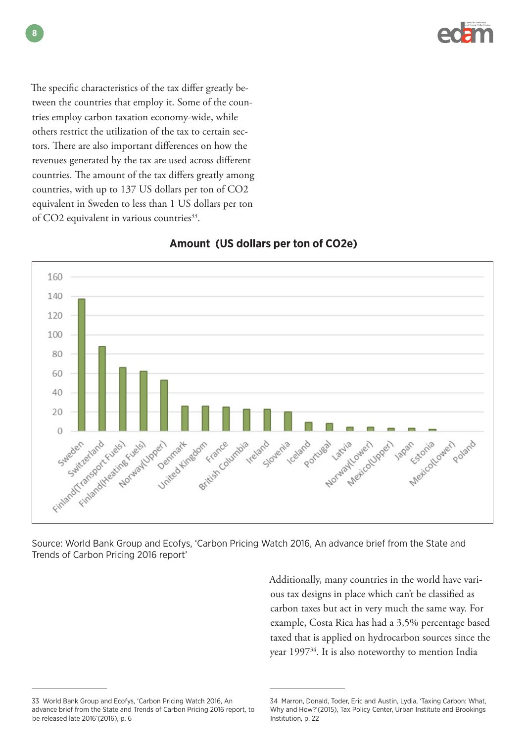The specific characteristics of the tax differ greatly between the countries that employ it. Some of the countries employ carbon taxation economy-wide, while others restrict the utilization of the tax to certain sectors. There are also important differences on how the revenues generated by the tax are used across different countries. The amount of the tax differs greatly among countries, with up to 137 US dollars per ton of CO2 equivalent in Sweden to less than 1 US dollars per ton of CO2 equivalent in various countries[33].

**Amount (US dollars per ton of CO2e)**

Source: World Bank Group and Ecofys, 'Carbon Pricing Watch 2016, An advance brief from the State and Trends of Carbon Pricing 2016 report'

Additionally, many countries in the world have various tax designs in place which can't be classified as carbon taxes but act in very much the same way. For example, Costa Rica has had a 3,5% percentage based taxed that is applied on hydrocarbon sources since the year 1997[34]. It is also noteworthy to mention India

---

33 World Bank Group and Ecofys, 'Carbon Pricing Watch 2016, An advance brief from the State and Trends of Carbon Pricing 2016 report, to be released late 2016'(2016), p. 6

34 Marron, Donald, Toder, Eric and Austin, Lydia, 'Taxing Carbon: What, Why and How?'(2015), Tax Policy Center, Urban Institute and Brookings Institution, p. 22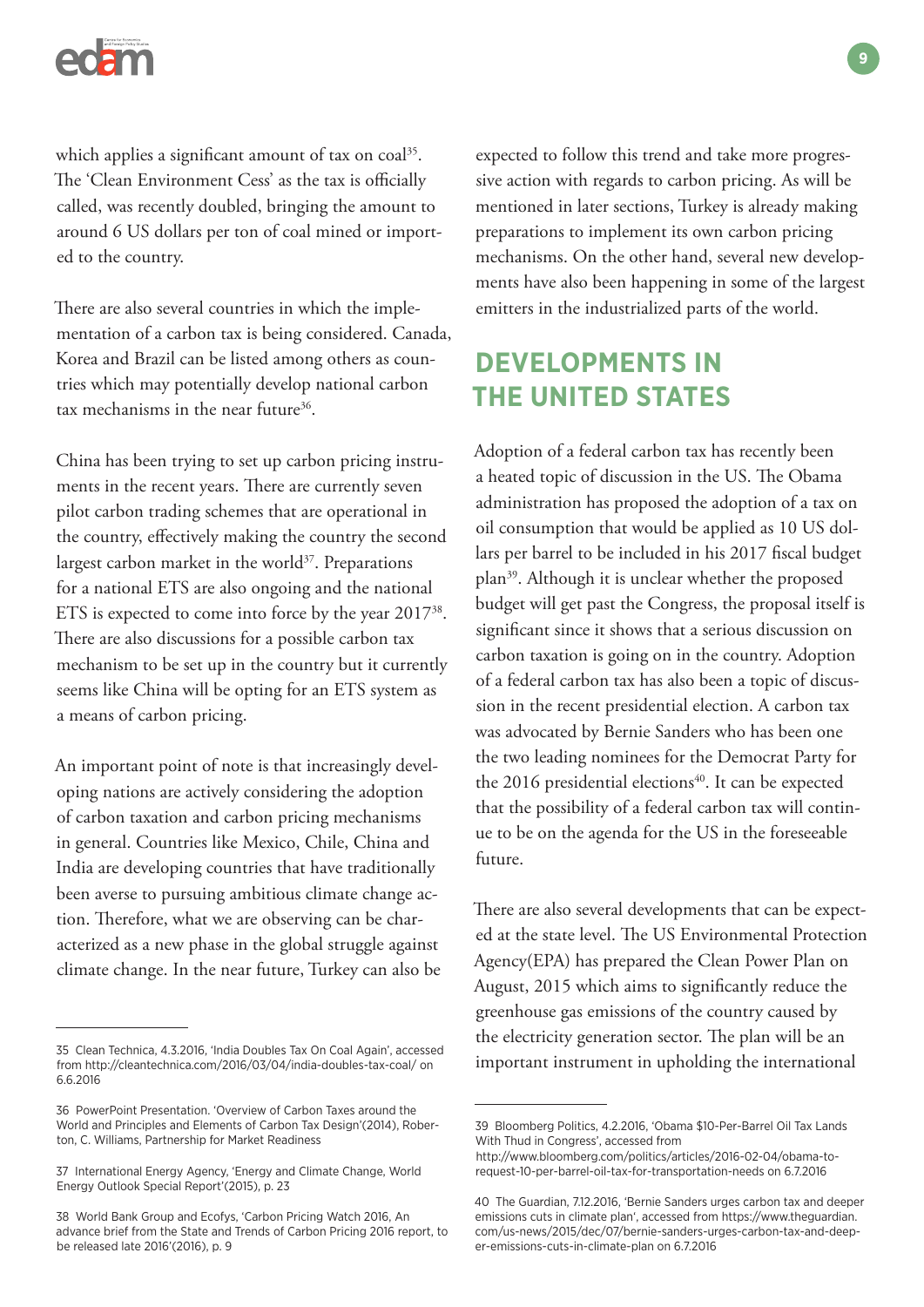which applies a significant amount of tax on coal[35]. The 'Clean Environment Cess' as the tax is officially called, was recently doubled, bringing the amount to around 6 US dollars per ton of coal mined or imported to the country.

There are also several countries in which the implementation of a carbon tax is being considered. Canada, Korea and Brazil can be listed among others as countries which may potentially develop national carbon tax mechanisms in the near future[36].

China has been trying to set up carbon pricing instruments in the recent years. There are currently seven pilot carbon trading schemes that are operational in the country, effectively making the country the second largest carbon market in the world[37]. Preparations for a national ETS are also ongoing and the national ETS is expected to come into force by the year 2017[38]. There are also discussions for a possible carbon tax mechanism to be set up in the country but it currently seems like China will be opting for an ETS system as a means of carbon pricing.

An important point of note is that increasingly developing nations are actively considering the adoption of carbon taxation and carbon pricing mechanisms in general. Countries like Mexico, Chile, China and India are developing countries that have traditionally been averse to pursuing ambitious climate change action. Therefore, what we are observing can be characterized as a new phase in the global struggle against climate change. In the near future, Turkey can also be expected to follow this trend and take more progressive action with regards to carbon pricing. As will be mentioned in later sections, Turkey is already making preparations to implement its own carbon pricing mechanisms. On the other hand, several new developments have also been happening in some of the largest emitters in the industrialized parts of the world.

## DEVELOPMENTS IN THE UNITED STATES

Adoption of a federal carbon tax has recently been a heated topic of discussion in the US. The Obama administration has proposed the adoption of a tax on oil consumption that would be applied as 10 US dollars per barrel to be included in his 2017 fiscal budget plan[39]. Although it is unclear whether the proposed budget will get past the Congress, the proposal itself is significant since it shows that a serious discussion on carbon taxation is going on in the country. Adoption of a federal carbon tax has also been a topic of discussion in the recent presidential election. A carbon tax was advocated by Bernie Sanders who has been one the two leading nominees for the Democrat Party for the 2016 presidential elections[40]. It can be expected that the possibility of a federal carbon tax will continue to be on the agenda for the US in the foreseeable future.

There are also several developments that can be expected at the state level. The US Environmental Protection Agency(EPA) has prepared the Clean Power Plan on August, 2015 which aims to significantly reduce the greenhouse gas emissions of the country caused by the electricity generation sector. The plan will be an important instrument in upholding the international

---

35 Clean Technica, 4.3.2016, 'India Doubles Tax On Coal Again', accessed from http://cleantechnica.com/2016/03/04/india-doubles-tax-coal/ on 6.6.2016

36 PowerPoint Presentation. 'Overview of Carbon Taxes around the World and Principles and Elements of Carbon Tax Design'(2014), Roberton, C. Williams, Partnership for Market Readiness

37 International Energy Agency, 'Energy and Climate Change, World Energy Outlook Special Report'(2015), p. 23

38 World Bank Group and Ecofys, 'Carbon Pricing Watch 2016, An advance brief from the State and Trends of Carbon Pricing 2016 report, to be released late 2016'(2016), p. 9

39 Bloomberg Politics, 4.2.2016, 'Obama $10-Per-Barrel Oil Tax Lands With Thud in Congress', accessed from http://www.bloomberg.com/politics/articles/2016-02-04/obama-to-request-10-per-barrel-oil-tax-for-transportation-needs on 6.7.2016

40 The Guardian, 7.12.2016, 'Bernie Sanders urges carbon tax and deeper emissions cuts in climate plan', accessed from https://www.theguardian.com/us-news/2015/dec/07/bernie-sanders-urges-carbon-tax-and-deeper-emissions-cuts-in-climate-plan on 6.7.2016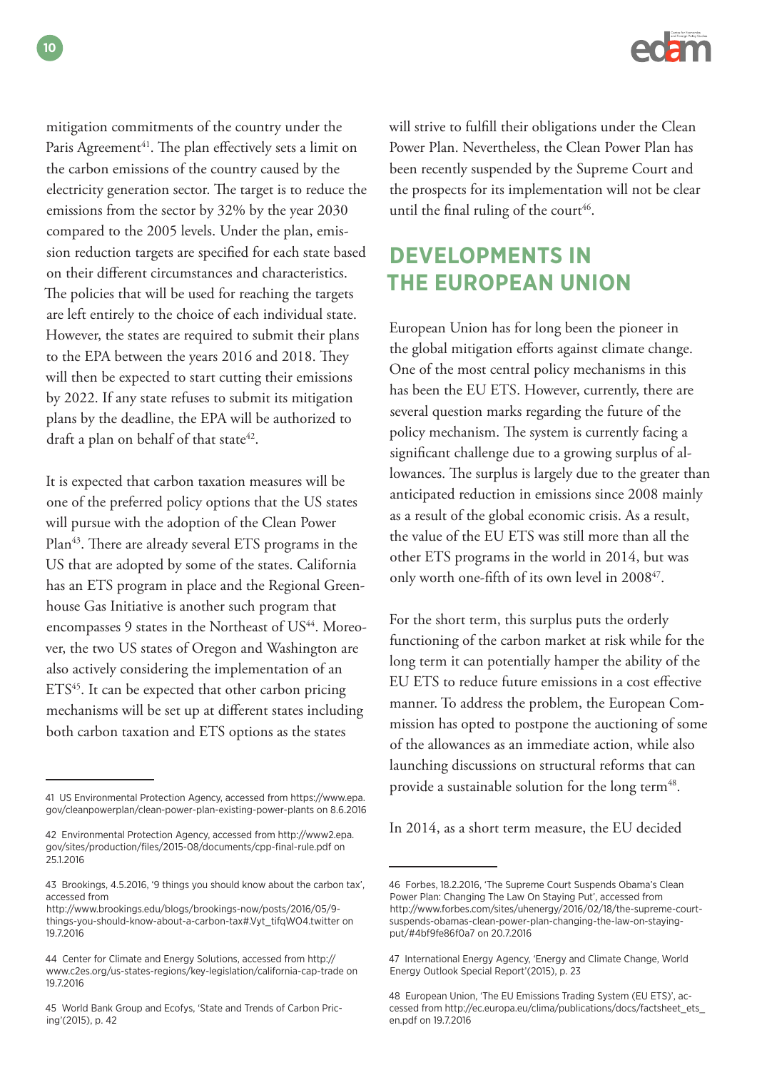mitigation commitments of the country under the Paris Agreement[41]. The plan effectively sets a limit on the carbon emissions of the country caused by the electricity generation sector. The target is to reduce the emissions from the sector by 32% by the year 2030 compared to the 2005 levels. Under the plan, emission reduction targets are specified for each state based on their different circumstances and characteristics. The policies that will be used for reaching the targets are left entirely to the choice of each individual state. However, the states are required to submit their plans to the EPA between the years 2016 and 2018. They will then be expected to start cutting their emissions by 2022. If any state refuses to submit its mitigation plans by the deadline, the EPA will be authorized to draft a plan on behalf of that state[42].

It is expected that carbon taxation measures will be one of the preferred policy options that the US states will pursue with the adoption of the Clean Power Plan[43]. There are already several ETS programs in the US that are adopted by some of the states. California has an ETS program in place and the Regional Greenhouse Gas Initiative is another such program that encompasses 9 states in the Northeast of US[44]. Moreover, the two US states of Oregon and Washington are also actively considering the implementation of an ETS[45]. It can be expected that other carbon pricing mechanisms will be set up at different states including both carbon taxation and ETS options as the states will strive to fulfill their obligations under the Clean Power Plan. Nevertheless, the Clean Power Plan has been recently suspended by the Supreme Court and the prospects for its implementation will not be clear until the final ruling of the court[46].

## DEVELOPMENTS IN THE EUROPEAN UNION

European Union has for long been the pioneer in the global mitigation efforts against climate change. One of the most central policy mechanisms in this has been the EU ETS. However, currently, there are several question marks regarding the future of the policy mechanism. The system is currently facing a significant challenge due to a growing surplus of allowances. The surplus is largely due to the greater than anticipated reduction in emissions since 2008 mainly as a result of the global economic crisis. As a result, the value of the EU ETS was still more than all the other ETS programs in the world in 2014, but was only worth one-fifth of its own level in 2008[47].

For the short term, this surplus puts the orderly functioning of the carbon market at risk while for the long term it can potentially hamper the ability of the EU ETS to reduce future emissions in a cost effective manner. To address the problem, the European Commission has opted to postpone the auctioning of some of the allowances as an immediate action, while also launching discussions on structural reforms that can provide a sustainable solution for the long term[48].

In 2014, as a short term measure, the EU decided

---

41 US Environmental Protection Agency, accessed from https://www.epa.gov/cleanpowerplan/clean-power-plan-existing-power-plants on 8.6.2016

42 Environmental Protection Agency, accessed from http://www2.epa.gov/sites/production/files/2015-08/documents/cpp-final-rule.pdf on 25.1.2016

43 Brookings, 4.5.2016, '9 things you should know about the carbon tax', accessed from http://www.brookings.edu/blogs/brookings-now/posts/2016/05/9-things-you-should-know-about-a-carbon-tax#.Vyt_tifqWO4.twitter on 19.7.2016

44 Center for Climate and Energy Solutions, accessed from http://www.c2es.org/us-states-regions/key-legislation/california-cap-trade on 19.7.2016

45 World Bank Group and Ecofys, 'State and Trends of Carbon Pricing'(2015), p. 42

46 Forbes, 18.2.2016, 'The Supreme Court Suspends Obama's Clean Power Plan: Changing The Law On Staying Put', accessed from http://www.forbes.com/sites/uhenergy/2016/02/18/the-supreme-court-suspends-obamas-clean-power-plan-changing-the-law-on-staying-put/#4bf9fe86f0a7 on 20.7.2016

47 International Energy Agency, 'Energy and Climate Change, World Energy Outlook Special Report'(2015), p. 23

48 European Union, 'The EU Emissions Trading System (EU ETS)', accessed from http://ec.europa.eu/clima/publications/docs/factsheet_ets_en.pdf on 19.7.2016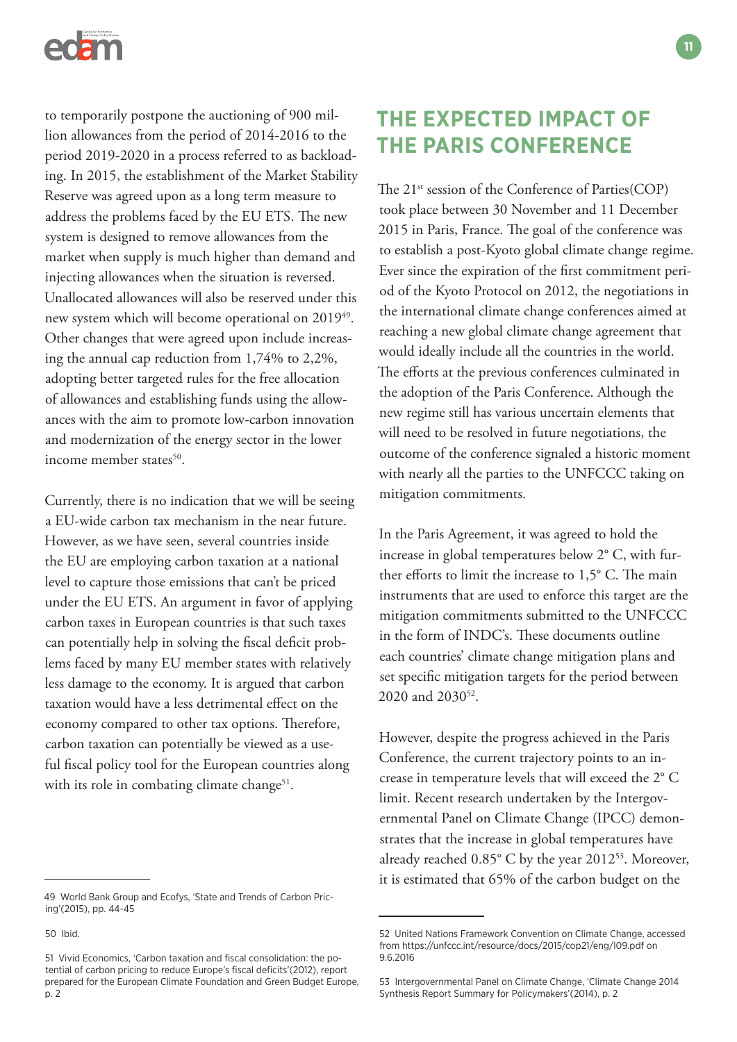to temporarily postpone the auctioning of 900 million allowances from the period of 2014-2016 to the period 2019-2020 in a process referred to as backloading. In 2015, the establishment of the Market Stability Reserve was agreed upon as a long term measure to address the problems faced by the EU ETS. The new system is designed to remove allowances from the market when supply is much higher than demand and injecting allowances when the situation is reversed. Unallocated allowances will also be reserved under this new system which will become operational on 2019[49]. Other changes that were agreed upon include increasing the annual cap reduction from 1,74% to 2,2%, adopting better targeted rules for the free allocation of allowances and establishing funds using the allowances with the aim to promote low-carbon innovation and modernization of the energy sector in the lower income member states[50].

Currently, there is no indication that we will be seeing a EU-wide carbon tax mechanism in the near future. However, as we have seen, several countries inside the EU are employing carbon taxation at a national level to capture those emissions that can't be priced under the EU ETS. An argument in favor of applying carbon taxes in European countries is that such taxes can potentially help in solving the fiscal deficit problems faced by many EU member states with relatively less damage to the economy. It is argued that carbon taxation would have a less detrimental effect on the economy compared to other tax options. Therefore, carbon taxation can potentially be viewed as a useful fiscal policy tool for the European countries along with its role in combating climate change[51].

## THE EXPECTED IMPACT OF THE PARIS CONFERENCE

The 21st session of the Conference of Parties(COP) took place between 30 November and 11 December 2015 in Paris, France. The goal of the conference was to establish a post-Kyoto global climate change regime. Ever since the expiration of the first commitment period of the Kyoto Protocol on 2012, the negotiations in the international climate change conferences aimed at reaching a new global climate change agreement that would ideally include all the countries in the world. The efforts at the previous conferences culminated in the adoption of the Paris Conference. Although the new regime still has various uncertain elements that will need to be resolved in future negotiations, the outcome of the conference signaled a historic moment with nearly all the parties to the UNFCCC taking on mitigation commitments.

In the Paris Agreement, it was agreed to hold the increase in global temperatures below 2° C, with further efforts to limit the increase to 1,5° C. The main instruments that are used to enforce this target are the mitigation commitments submitted to the UNFCCC in the form of INDC's. These documents outline each countries' climate change mitigation plans and set specific mitigation targets for the period between 2020 and 2030[52].

However, despite the progress achieved in the Paris Conference, the current trajectory points to an increase in temperature levels that will exceed the 2° C limit. Recent research undertaken by the Intergovernmental Panel on Climate Change (IPCC) demonstrates that the increase in global temperatures have already reached 0.85° C by the year 2012[53]. Moreover, it is estimated that 65% of the carbon budget on the

---

49 World Bank Group and Ecofys, 'State and Trends of Carbon Pricing'(2015), pp. 44-45

50 Ibid.

51 Vivid Economics, 'Carbon taxation and fiscal consolidation: the potential of carbon pricing to reduce Europe's fiscal deficits'(2012), report prepared for the European Climate Foundation and Green Budget Europe, p. 2

52 United Nations Framework Convention on Climate Change, accessed from https://unfccc.int/resource/docs/2015/cop21/eng/l09.pdf on 9.6.2016

53 Intergovernmental Panel on Climate Change, 'Climate Change 2014 Synthesis Report Summary for Policymakers'(2014), p. 2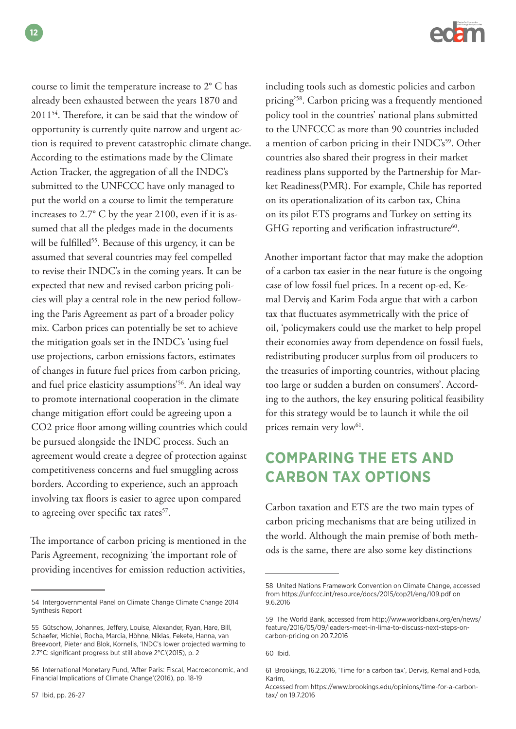course to limit the temperature increase to 2° C has already been exhausted between the years 1870 and 2011[54]. Therefore, it can be said that the window of opportunity is currently quite narrow and urgent action is required to prevent catastrophic climate change. According to the estimations made by the Climate Action Tracker, the aggregation of all the INDC's submitted to the UNFCCC have only managed to put the world on a course to limit the temperature increases to 2.7° C by the year 2100, even if it is assumed that all the pledges made in the documents will be fulfilled[55]. Because of this urgency, it can be assumed that several countries may feel compelled to revise their INDC's in the coming years. It can be expected that new and revised carbon pricing policies will play a central role in the new period following the Paris Agreement as part of a broader policy mix. Carbon prices can potentially be set to achieve the mitigation goals set in the INDC's 'using fuel use projections, carbon emissions factors, estimates of changes in future fuel prices from carbon pricing, and fuel price elasticity assumptions'[56]. An ideal way to promote international cooperation in the climate change mitigation effort could be agreeing upon a $CO_2$ price floor among willing countries which could be pursued alongside the INDC process. Such an agreement would create a degree of protection against competitiveness concerns and fuel smuggling across borders. According to experience, such an approach involving tax floors is easier to agree upon compared to agreeing over specific tax rates[57].

The importance of carbon pricing is mentioned in the Paris Agreement, recognizing 'the important role of providing incentives for emission reduction activities, including tools such as domestic policies and carbon pricing'[58]. Carbon pricing was a frequently mentioned policy tool in the countries' national plans submitted to the UNFCCC as more than 90 countries included a mention of carbon pricing in their INDC's[59]. Other countries also shared their progress in their market readiness plans supported by the Partnership for Market Readiness(PMR). For example, Chile has reported on its operationalization of its carbon tax, China on its pilot ETS programs and Turkey on setting its GHG reporting and verification infrastructure[60].

Another important factor that may make the adoption of a carbon tax easier in the near future is the ongoing case of low fossil fuel prices. In a recent op-ed, Kemal Derviş and Karim Foda argue that with a carbon tax that fluctuates asymmetrically with the price of oil, 'policymakers could use the market to help propel their economies away from dependence on fossil fuels, redistributing producer surplus from oil producers to the treasuries of importing countries, without placing too large or sudden a burden on consumers'. According to the authors, the key ensuring political feasibility for this strategy would be to launch it while the oil prices remain very low[61].

## COMPARING THE ETS AND CARBON TAX OPTIONS

Carbon taxation and ETS are the two main types of carbon pricing mechanisms that are being utilized in the world. Although the main premise of both methods is the same, there are also some key distinctions

---

54 Intergovernmental Panel on Climate Change Climate Change 2014 Synthesis Report

55 Gütschow, Johannes, Jeffery, Louise, Alexander, Ryan, Hare, Bill, Schaefer, Michiel, Rocha, Marcia, Höhne, Niklas, Fekete, Hanna, van Breevoort, Pieter and Blok, Kornelis, 'INDC's lower projected warming to 2.7°C: significant progress but still above 2°C'(2015), p. 2

56 International Monetary Fund, 'After Paris: Fiscal, Macroeconomic, and Financial Implications of Climate Change'(2016), pp. 18-19

57 Ibid, pp. 26-27

58 United Nations Framework Convention on Climate Change, accessed from https://unfccc.int/resource/docs/2015/cop21/eng/l09.pdf on 9.6.2016

59 The World Bank, accessed from http://www.worldbank.org/en/news/feature/2016/05/09/leaders-meet-in-lima-to-discuss-next-steps-on-carbon-pricing on 20.7.2016

60 Ibid.

61 Brookings, 16.2.2016, 'Time for a carbon tax', Derviş, Kemal and Foda, Karim,
Accessed from https://www.brookings.edu/opinions/time-for-a-carbon-tax/ on 19.7.2016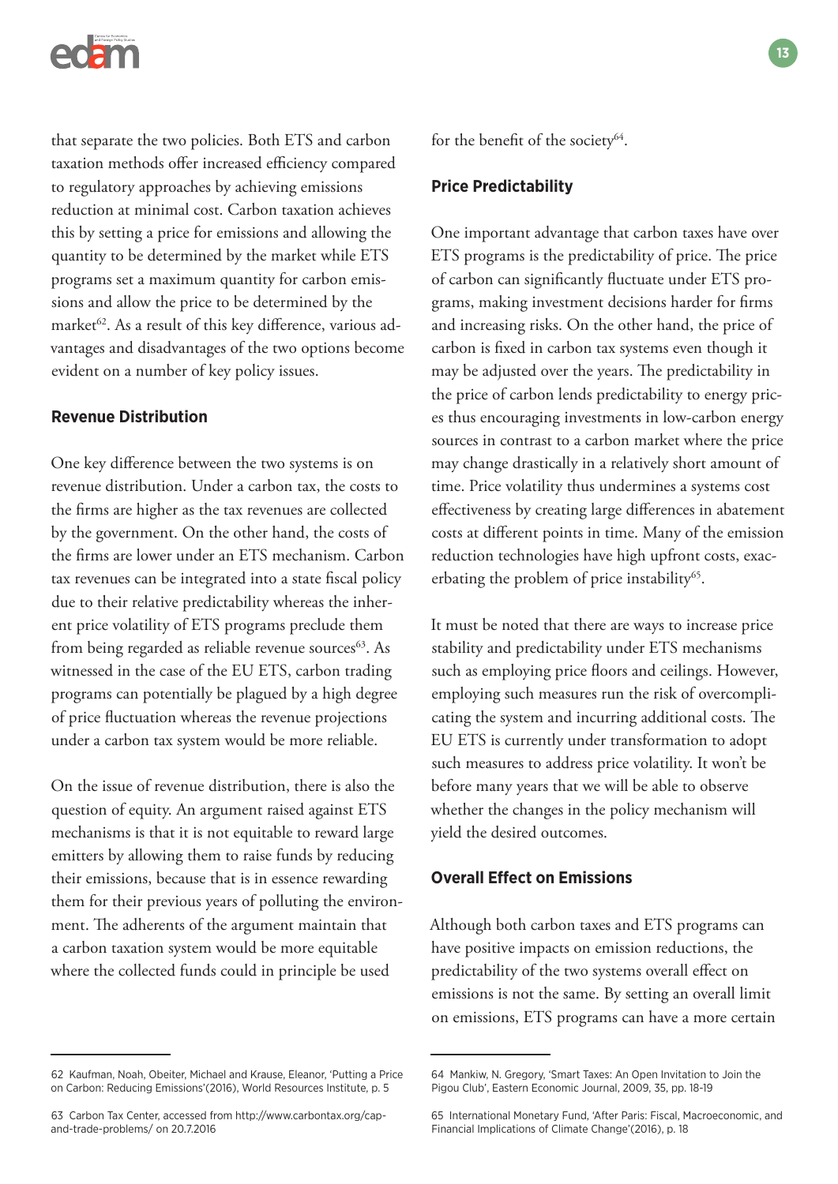that separate the two policies. Both ETS and carbon taxation methods offer increased efficiency compared to regulatory approaches by achieving emissions reduction at minimal cost. Carbon taxation achieves this by setting a price for emissions and allowing the quantity to be determined by the market while ETS programs set a maximum quantity for carbon emissions and allow the price to be determined by the market[62]. As a result of this key difference, various advantages and disadvantages of the two options become evident on a number of key policy issues.

### Revenue Distribution

One key difference between the two systems is on revenue distribution. Under a carbon tax, the costs to the firms are higher as the tax revenues are collected by the government. On the other hand, the costs of the firms are lower under an ETS mechanism. Carbon tax revenues can be integrated into a state fiscal policy due to their relative predictability whereas the inherent price volatility of ETS programs preclude them from being regarded as reliable revenue sources[63]. As witnessed in the case of the EU ETS, carbon trading programs can potentially be plagued by a high degree of price fluctuation whereas the revenue projections under a carbon tax system would be more reliable.

On the issue of revenue distribution, there is also the question of equity. An argument raised against ETS mechanisms is that it is not equitable to reward large emitters by allowing them to raise funds by reducing their emissions, because that is in essence rewarding them for their previous years of polluting the environment. The adherents of the argument maintain that a carbon taxation system would be more equitable where the collected funds could in principle be used for the benefit of the society[64].

### Price Predictability

One important advantage that carbon taxes have over ETS programs is the predictability of price. The price of carbon can significantly fluctuate under ETS programs, making investment decisions harder for firms and increasing risks. On the other hand, the price of carbon is fixed in carbon tax systems even though it may be adjusted over the years. The predictability in the price of carbon lends predictability to energy prices thus encouraging investments in low-carbon energy sources in contrast to a carbon market where the price may change drastically in a relatively short amount of time. Price volatility thus undermines a systems cost effectiveness by creating large differences in abatement costs at different points in time. Many of the emission reduction technologies have high upfront costs, exacerbating the problem of price instability[65].

It must be noted that there are ways to increase price stability and predictability under ETS mechanisms such as employing price floors and ceilings. However, employing such measures run the risk of overcomplicating the system and incurring additional costs. The EU ETS is currently under transformation to adopt such measures to address price volatility. It won't be before many years that we will be able to observe whether the changes in the policy mechanism will yield the desired outcomes.

### Overall Effect on Emissions

Although both carbon taxes and ETS programs can have positive impacts on emission reductions, the predictability of the two systems overall effect on emissions is not the same. By setting an overall limit on emissions, ETS programs can have a more certain

---

62 Kaufman, Noah, Obeiter, Michael and Krause, Eleanor, 'Putting a Price on Carbon: Reducing Emissions'(2016), World Resources Institute, p. 5

63 Carbon Tax Center, accessed from http://www.carbontax.org/cap-and-trade-problems/ on 20.7.2016

64 Mankiw, N. Gregory, 'Smart Taxes: An Open Invitation to Join the Pigou Club', Eastern Economic Journal, 2009, 35, pp. 18-19

65 International Monetary Fund, 'After Paris: Fiscal, Macroeconomic, and Financial Implications of Climate Change'(2016), p. 18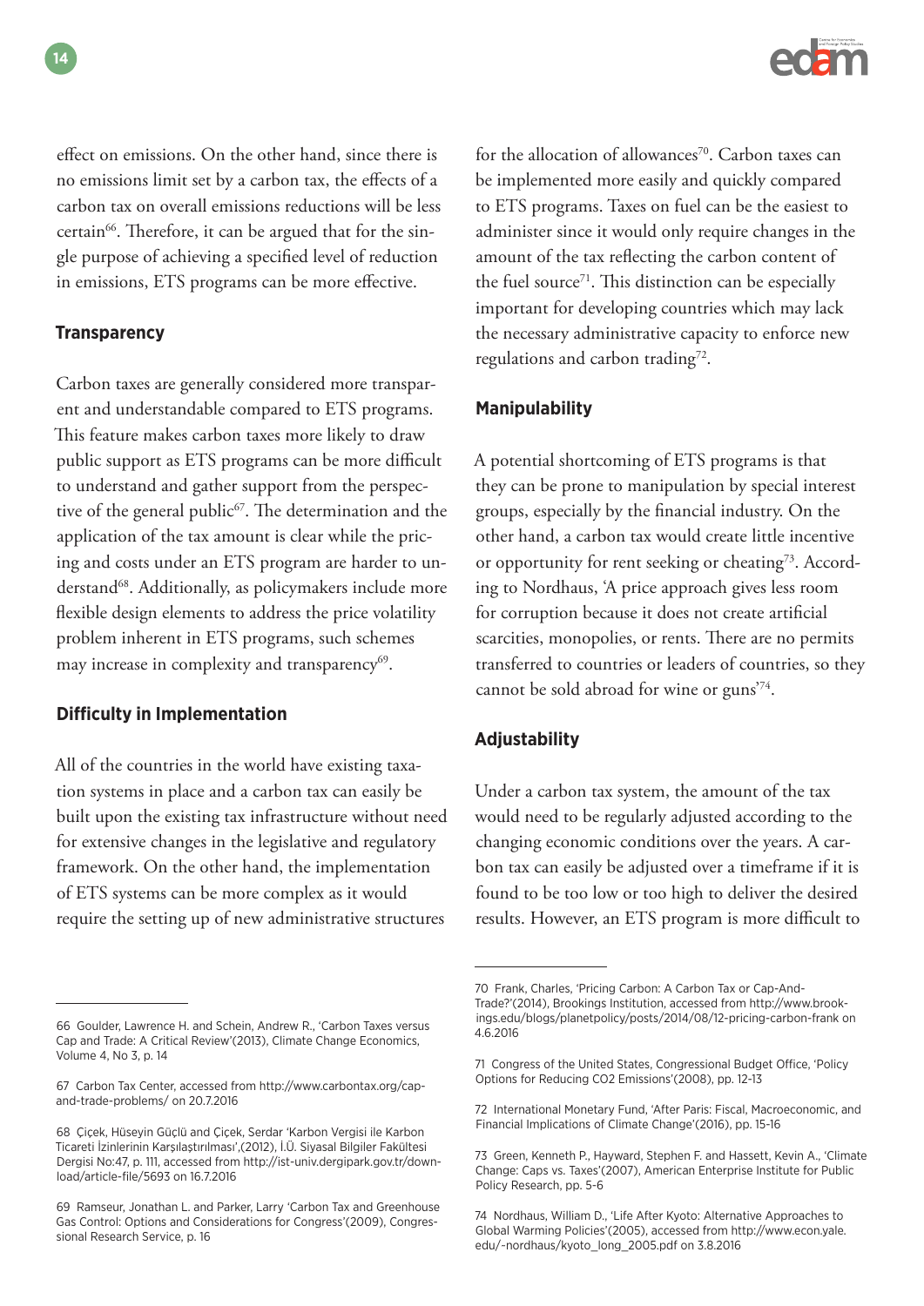effect on emissions. On the other hand, since there is no emissions limit set by a carbon tax, the effects of a carbon tax on overall emissions reductions will be less certain[66]. Therefore, it can be argued that for the single purpose of achieving a specified level of reduction in emissions, ETS programs can be more effective.

### Transparency

Carbon taxes are generally considered more transparent and understandable compared to ETS programs. This feature makes carbon taxes more likely to draw public support as ETS programs can be more difficult to understand and gather support from the perspective of the general public[67]. The determination and the application of the tax amount is clear while the pricing and costs under an ETS program are harder to understand[68]. Additionally, as policymakers include more flexible design elements to address the price volatility problem inherent in ETS programs, such schemes may increase in complexity and transparency[69].

### Difficulty in Implementation

All of the countries in the world have existing taxation systems in place and a carbon tax can easily be built upon the existing tax infrastructure without need for extensive changes in the legislative and regulatory framework. On the other hand, the implementation of ETS systems can be more complex as it would require the setting up of new administrative structures for the allocation of allowances[70]. Carbon taxes can be implemented more easily and quickly compared to ETS programs. Taxes on fuel can be the easiest to administer since it would only require changes in the amount of the tax reflecting the carbon content of the fuel source[71]. This distinction can be especially important for developing countries which may lack the necessary administrative capacity to enforce new regulations and carbon trading[72].

### Manipulability

A potential shortcoming of ETS programs is that they can be prone to manipulation by special interest groups, especially by the financial industry. On the other hand, a carbon tax would create little incentive or opportunity for rent seeking or cheating[73]. According to Nordhaus, 'A price approach gives less room for corruption because it does not create artificial scarcities, monopolies, or rents. There are no permits transferred to countries or leaders of countries, so they cannot be sold abroad for wine or guns'[74].

### Adjustability

Under a carbon tax system, the amount of the tax would need to be regularly adjusted according to the changing economic conditions over the years. A carbon tax can easily be adjusted over a timeframe if it is found to be too low or too high to deliver the desired results. However, an ETS program is more difficult to

---

66 Goulder, Lawrence H. and Schein, Andrew R., 'Carbon Taxes versus Cap and Trade: A Critical Review'(2013), Climate Change Economics, Volume 4, No 3, p. 14

67 Carbon Tax Center, accessed from http://www.carbontax.org/cap-and-trade-problems/ on 20.7.2016

68 Çiçek, Hüseyin Güçlü and Çiçek, Serdar 'Karbon Vergisi ile Karbon Ticareti İzinlerinin Karşılaştırılması',(2012), İ.Ü. Siyasal Bilgiler Fakültesi Dergisi No:47, p. 111, accessed from http://ist-univ.dergipark.gov.tr/download/article-file/5693 on 16.7.2016

69 Ramseur, Jonathan L. and Parker, Larry 'Carbon Tax and Greenhouse Gas Control: Options and Considerations for Congress'(2009), Congressional Research Service, p. 16

70 Frank, Charles, 'Pricing Carbon: A Carbon Tax or Cap-And-Trade?'(2014), Brookings Institution, accessed from http://www.brookings.edu/blogs/planetpolicy/posts/2014/08/12-pricing-carbon-frank on 4.6.2016

71 Congress of the United States, Congressional Budget Office, 'Policy Options for Reducing CO2 Emissions'(2008), pp. 12-13

72 International Monetary Fund, 'After Paris: Fiscal, Macroeconomic, and Financial Implications of Climate Change'(2016), pp. 15-16

73 Green, Kenneth P., Hayward, Stephen F. and Hassett, Kevin A., 'Climate Change: Caps vs. Taxes'(2007), American Enterprise Institute for Public Policy Research, pp. 5-6

74 Nordhaus, William D., 'Life After Kyoto: Alternative Approaches to Global Warming Policies'(2005), accessed from http://www.econ.yale.edu/~nordhaus/kyoto_long_2005.pdf on 3.8.2016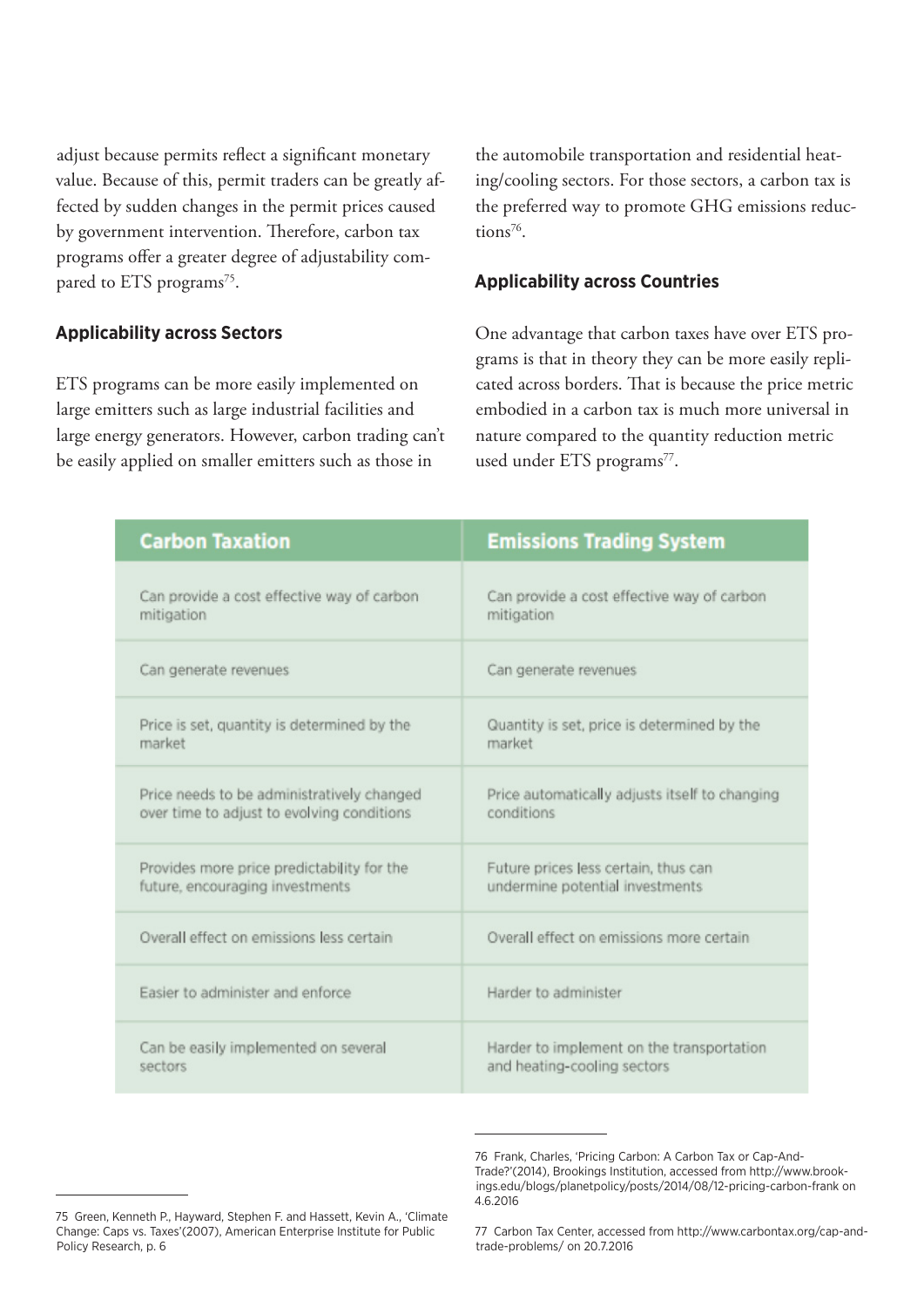adjust because permits reflect a significant monetary value. Because of this, permit traders can be greatly affected by sudden changes in the permit prices caused by government intervention. Therefore, carbon tax programs offer a greater degree of adjustability compared to ETS programs[75].

### Applicability across Sectors

ETS programs can be more easily implemented on large emitters such as large industrial facilities and large energy generators. However, carbon trading can't be easily applied on smaller emitters such as those in the automobile transportation and residential heating/cooling sectors. For those sectors, a carbon tax is the preferred way to promote GHG emissions reductions[76].

### Applicability across Countries

One advantage that carbon taxes have over ETS programs is that in theory they can be more easily replicated across borders. That is because the price metric embodied in a carbon tax is much more universal in nature compared to the quantity reduction metric used under ETS programs[77].

| Carbon Taxation | Emissions Trading System |
| --- | --- |
| Can provide a cost effective way of carbon mitigation | Can provide a cost effective way of carbon mitigation |
| Can generate revenues | Can generate revenues |
| Price is set, quantity is determined by the market | Quantity is set, price is determined by the market |
| Price needs to be administratively changed over time to adjust to evolving conditions | Price automatically adjusts itself to changing conditions |
| Provides more price predictability for the future, encouraging investments | Future prices less certain, thus can undermine potential investments |
| Overall effect on emissions less certain | Overall effect on emissions more certain |
| Easier to administer and enforce | Harder to administer |
| Can be easily implemented on several sectors | Harder to implement on the transportation and heating-cooling sectors |

75 Green, Kenneth P., Hayward, Stephen F. and Hassett, Kevin A., 'Climate Change: Caps vs. Taxes'(2007), American Enterprise Institute for Public Policy Research, p. 6

76 Frank, Charles, 'Pricing Carbon: A Carbon Tax or Cap-And-Trade?'(2014), Brookings Institution, accessed from http://www.brookings.edu/blogs/planetpolicy/posts/2014/08/12-pricing-carbon-frank on 4.6.2016

77 Carbon Tax Center, accessed from http://www.carbontax.org/cap-and-trade-problems/ on 20.7.2016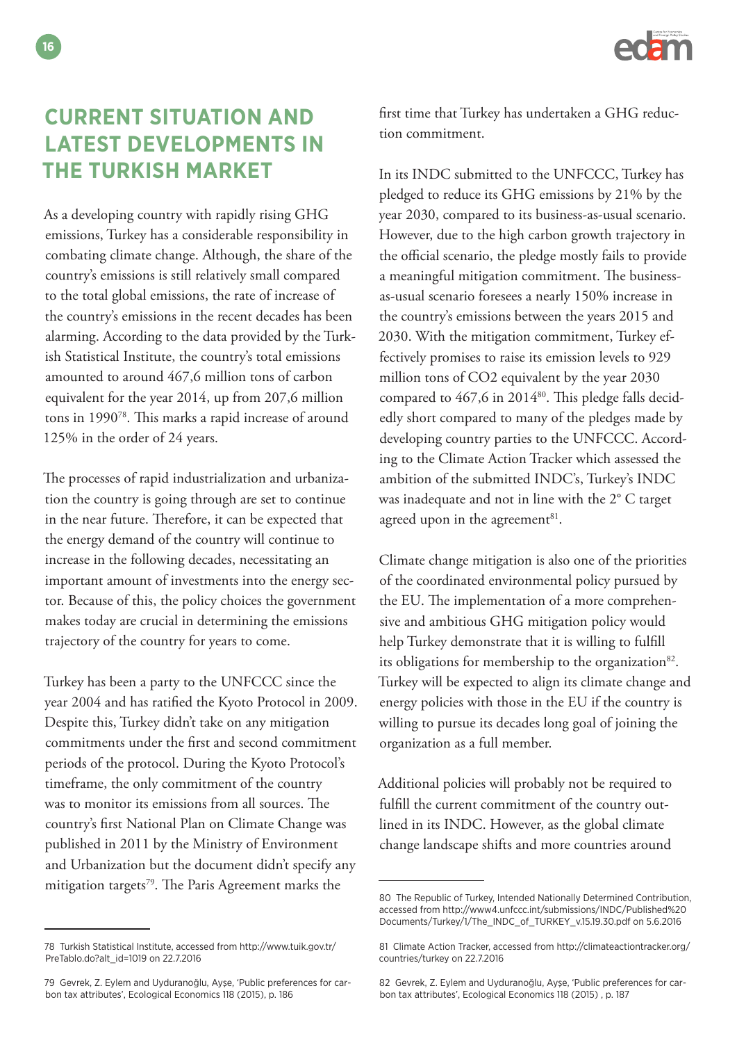# CURRENT SITUATION AND LATEST DEVELOPMENTS IN THE TURKISH MARKET

As a developing country with rapidly rising GHG emissions, Turkey has a considerable responsibility in combating climate change. Although, the share of the country's emissions is still relatively small compared to the total global emissions, the rate of increase of the country's emissions in the recent decades has been alarming. According to the data provided by the Turkish Statistical Institute, the country's total emissions amounted to around 467,6 million tons of carbon equivalent for the year 2014, up from 207,6 million tons in 1990[78]. This marks a rapid increase of around 125% in the order of 24 years.

The processes of rapid industrialization and urbanization the country is going through are set to continue in the near future. Therefore, it can be expected that the energy demand of the country will continue to increase in the following decades, necessitating an important amount of investments into the energy sector. Because of this, the policy choices the government makes today are crucial in determining the emissions trajectory of the country for years to come.

Turkey has been a party to the UNFCCC since the year 2004 and has ratified the Kyoto Protocol in 2009. Despite this, Turkey didn't take on any mitigation commitments under the first and second commitment periods of the protocol. During the Kyoto Protocol's timeframe, the only commitment of the country was to monitor its emissions from all sources. The country's first National Plan on Climate Change was published in 2011 by the Ministry of Environment and Urbanization but the document didn't specify any mitigation targets[79]. The Paris Agreement marks the first time that Turkey has undertaken a GHG reduction commitment.

In its INDC submitted to the UNFCCC, Turkey has pledged to reduce its GHG emissions by 21% by the year 2030, compared to its business-as-usual scenario. However, due to the high carbon growth trajectory in the official scenario, the pledge mostly fails to provide a meaningful mitigation commitment. The business-as-usual scenario foresees a nearly 150% increase in the country's emissions between the years 2015 and 2030. With the mitigation commitment, Turkey effectively promises to raise its emission levels to 929 million tons of $CO_2$ equivalent by the year 2030 compared to 467,6 in 2014[80]. This pledge falls decidedly short compared to many of the pledges made by developing country parties to the UNFCCC. According to the Climate Action Tracker which assessed the ambition of the submitted INDC's, Turkey's INDC was inadequate and not in line with the 2° C target agreed upon in the agreement[81].

Climate change mitigation is also one of the priorities of the coordinated environmental policy pursued by the EU. The implementation of a more comprehensive and ambitious GHG mitigation policy would help Turkey demonstrate that it is willing to fulfill its obligations for membership to the organization[82]. Turkey will be expected to align its climate change and energy policies with those in the EU if the country is willing to pursue its decades long goal of joining the organization as a full member.

Additional policies will probably not be required to fulfill the current commitment of the country outlined in its INDC. However, as the global climate change landscape shifts and more countries around

---

78 Turkish Statistical Institute, accessed from http://www.tuik.gov.tr/PreTablo.do?alt_id=1019 on 22.7.2016

79 Gevrek, Z. Eylem and Uyduranoğlu, Ayşe, 'Public preferences for carbon tax attributes', Ecological Economics 118 (2015), p. 186

80 The Republic of Turkey, Intended Nationally Determined Contribution, accessed from http://www4.unfccc.int/submissions/INDC/Published%20Documents/Turkey/1/The_INDC_of_TURKEY_v.15.19.30.pdf on 5.6.2016

81 Climate Action Tracker, accessed from http://climateactiontracker.org/countries/turkey on 22.7.2016

82 Gevrek, Z. Eylem and Uyduranoğlu, Ayşe, 'Public preferences for carbon tax attributes', Ecological Economics 118 (2015) , p. 187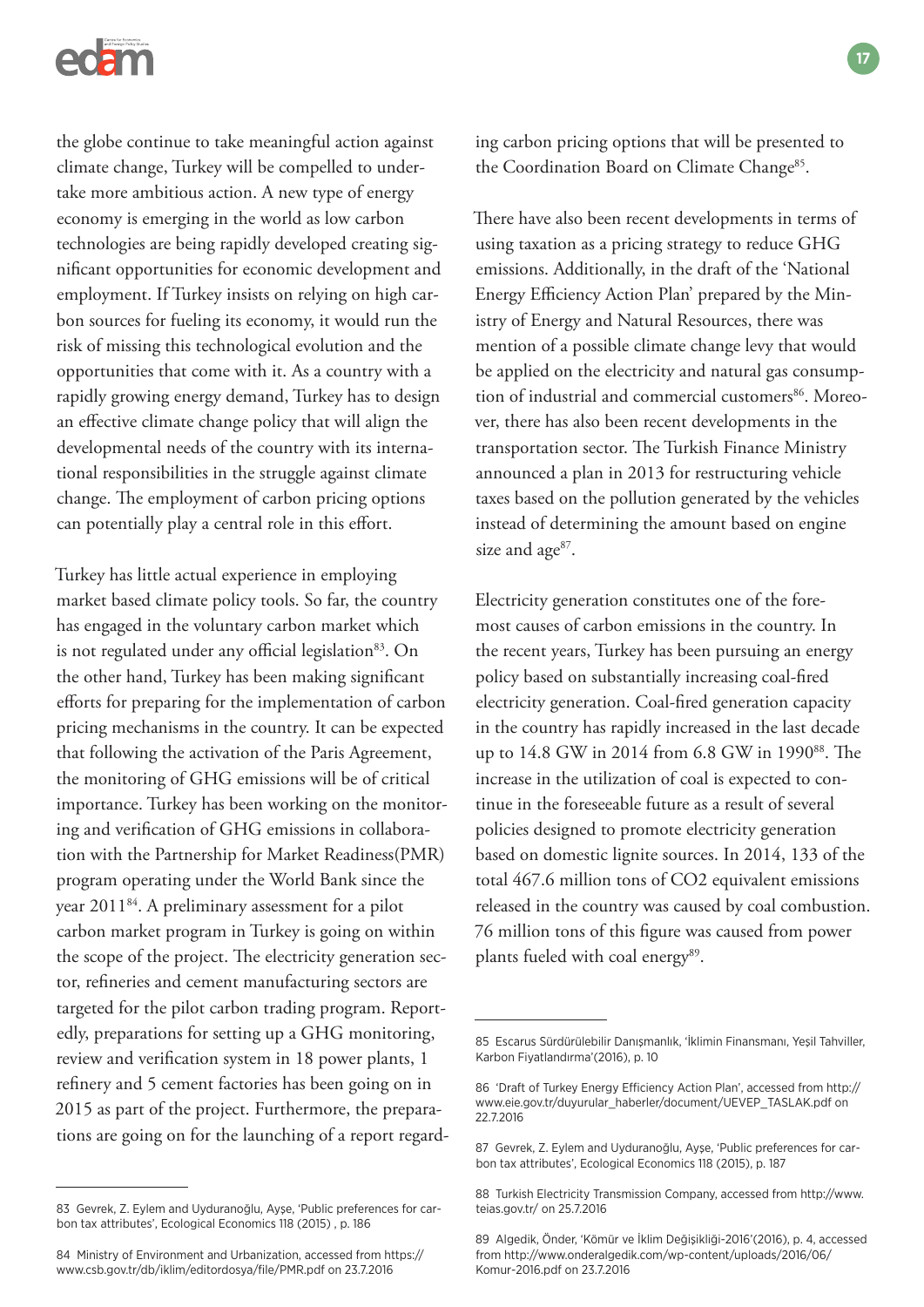the globe continue to take meaningful action against climate change, Turkey will be compelled to undertake more ambitious action. A new type of energy economy is emerging in the world as low carbon technologies are being rapidly developed creating significant opportunities for economic development and employment. If Turkey insists on relying on high carbon sources for fueling its economy, it would run the risk of missing this technological evolution and the opportunities that come with it. As a country with a rapidly growing energy demand, Turkey has to design an effective climate change policy that will align the developmental needs of the country with its international responsibilities in the struggle against climate change. The employment of carbon pricing options can potentially play a central role in this effort.

Turkey has little actual experience in employing market based climate policy tools. So far, the country has engaged in the voluntary carbon market which is not regulated under any official legislation[83]. On the other hand, Turkey has been making significant efforts for preparing for the implementation of carbon pricing mechanisms in the country. It can be expected that following the activation of the Paris Agreement, the monitoring of GHG emissions will be of critical importance. Turkey has been working on the monitoring and verification of GHG emissions in collaboration with the Partnership for Market Readiness(PMR) program operating under the World Bank since the year 2011[84]. A preliminary assessment for a pilot carbon market program in Turkey is going on within the scope of the project. The electricity generation sector, refineries and cement manufacturing sectors are targeted for the pilot carbon trading program. Reportedly, preparations for setting up a GHG monitoring, review and verification system in 18 power plants, 1 refinery and 5 cement factories has been going on in 2015 as part of the project. Furthermore, the preparations are going on for the launching of a report regarding carbon pricing options that will be presented to the Coordination Board on Climate Change[85].

There have also been recent developments in terms of using taxation as a pricing strategy to reduce GHG emissions. Additionally, in the draft of the 'National Energy Efficiency Action Plan' prepared by the Ministry of Energy and Natural Resources, there was mention of a possible climate change levy that would be applied on the electricity and natural gas consumption of industrial and commercial customers[86]. Moreover, there has also been recent developments in the transportation sector. The Turkish Finance Ministry announced a plan in 2013 for restructuring vehicle taxes based on the pollution generated by the vehicles instead of determining the amount based on engine size and age[87].

Electricity generation constitutes one of the foremost causes of carbon emissions in the country. In the recent years, Turkey has been pursuing an energy policy based on substantially increasing coal-fired electricity generation. Coal-fired generation capacity in the country has rapidly increased in the last decade up to 14.8 GW in 2014 from 6.8 GW in 1990[88]. The increase in the utilization of coal is expected to continue in the foreseeable future as a result of several policies designed to promote electricity generation based on domestic lignite sources. In 2014, 133 of the total 467.6 million tons of $CO_2$ equivalent emissions released in the country was caused by coal combustion. 76 million tons of this figure was caused from power plants fueled with coal energy[89].

---

83 Gevrek, Z. Eylem and Uyduranoğlu, Ayşe, 'Public preferences for carbon tax attributes', Ecological Economics 118 (2015) , p. 186

84 Ministry of Environment and Urbanization, accessed from https://www.csb.gov.tr/db/iklim/editordosya/file/PMR.pdf on 23.7.2016

85 Escarus Sürdürülebilir Danışmanlık, 'İklimin Finansmanı, Yeşil Tahviller, Karbon Fiyatlandırma'(2016), p. 10

86 'Draft of Turkey Energy Efficiency Action Plan', accessed from http://www.eie.gov.tr/duyurular_haberler/document/UEVEP_TASLAK.pdf on 22.7.2016

87 Gevrek, Z. Eylem and Uyduranoğlu, Ayşe, 'Public preferences for carbon tax attributes', Ecological Economics 118 (2015), p. 187

88 Turkish Electricity Transmission Company, accessed from http://www.teias.gov.tr/ on 25.7.2016

89 Algedik, Önder, 'Kömür ve İklim Değişikliği-2016'(2016), p. 4, accessed from http://www.onderalgedik.com/wp-content/uploads/2016/06/Komur-2016.pdf on 23.7.2016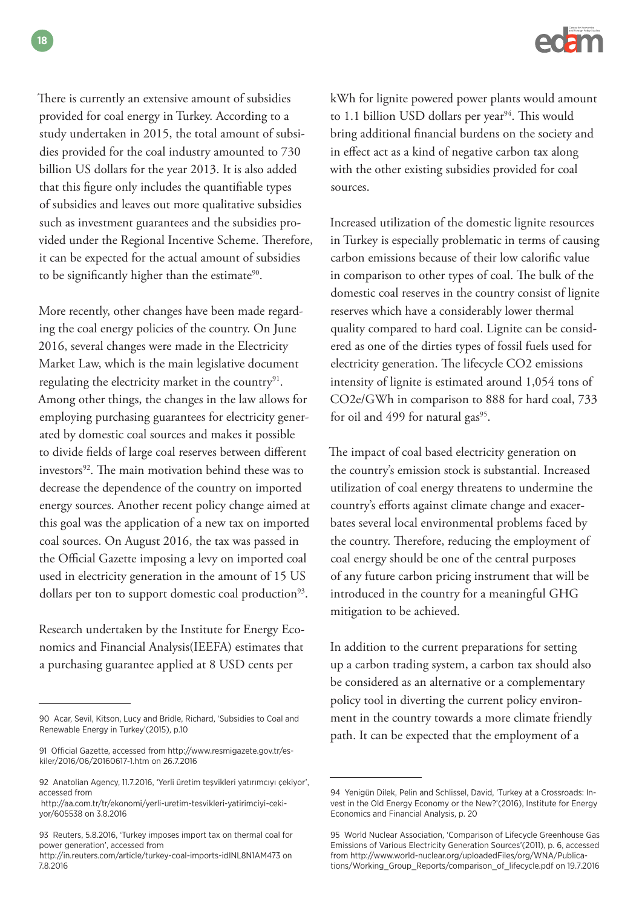There is currently an extensive amount of subsidies provided for coal energy in Turkey. According to a study undertaken in 2015, the total amount of subsidies provided for the coal industry amounted to 730 billion US dollars for the year 2013. It is also added that this figure only includes the quantifiable types of subsidies and leaves out more qualitative subsidies such as investment guarantees and the subsidies provided under the Regional Incentive Scheme. Therefore, it can be expected for the actual amount of subsidies to be significantly higher than the estimate[90].

More recently, other changes have been made regarding the coal energy policies of the country. On June 2016, several changes were made in the Electricity Market Law, which is the main legislative document regulating the electricity market in the country[91]. Among other things, the changes in the law allows for employing purchasing guarantees for electricity generated by domestic coal sources and makes it possible to divide fields of large coal reserves between different investors[92]. The main motivation behind these was to decrease the dependence of the country on imported energy sources. Another recent policy change aimed at this goal was the application of a new tax on imported coal sources. On August 2016, the tax was passed in the Official Gazette imposing a levy on imported coal used in electricity generation in the amount of 15 US dollars per ton to support domestic coal production[93].

Research undertaken by the Institute for Energy Economics and Financial Analysis(IEEFA) estimates that a purchasing guarantee applied at 8 USD cents per kWh for lignite powered power plants would amount to 1.1 billion USD dollars per year[94]. This would bring additional financial burdens on the society and in effect act as a kind of negative carbon tax along with the other existing subsidies provided for coal sources.

Increased utilization of the domestic lignite resources in Turkey is especially problematic in terms of causing carbon emissions because of their low calorific value in comparison to other types of coal. The bulk of the domestic coal reserves in the country consist of lignite reserves which have a considerably lower thermal quality compared to hard coal. Lignite can be considered as one of the dirties types of fossil fuels used for electricity generation. The lifecycle CO2 emissions intensity of lignite is estimated around 1,054 tons of CO2e/GWh in comparison to 888 for hard coal, 733 for oil and 499 for natural gas[95].

The impact of coal based electricity generation on the country's emission stock is substantial. Increased utilization of coal energy threatens to undermine the country's efforts against climate change and exacerbates several local environmental problems faced by the country. Therefore, reducing the employment of coal energy should be one of the central purposes of any future carbon pricing instrument that will be introduced in the country for a meaningful GHG mitigation to be achieved.

In addition to the current preparations for setting up a carbon trading system, a carbon tax should also be considered as an alternative or a complementary policy tool in diverting the current policy environment in the country towards a more climate friendly path. It can be expected that the employment of a

---

90 Acar, Sevil, Kitson, Lucy and Bridle, Richard, 'Subsidies to Coal and Renewable Energy in Turkey'(2015), p.10

91 Official Gazette, accessed from http://www.resmigazete.gov.tr/eskiler/2016/06/20160617-1.htm on 26.7.2016

92 Anatolian Agency, 11.7.2016, 'Yerli üretim teşvikleri yatırımcıyı çekiyor', accessed from http://aa.com.tr/tr/ekonomi/yerli-uretim-tesvikleri-yatirimciyi-cekiyor/605538 on 3.8.2016

93 Reuters, 5.8.2016, 'Turkey imposes import tax on thermal coal for power generation', accessed from http://in.reuters.com/article/turkey-coal-imports-idINL8N1AM473 on 7.8.2016

94 Yenigün Dilek, Pelin and Schlissel, David, 'Turkey at a Crossroads: Invest in the Old Energy Economy or the New?'(2016), Institute for Energy Economics and Financial Analysis, p. 20

95 World Nuclear Association, 'Comparison of Lifecycle Greenhouse Gas Emissions of Various Electricity Generation Sources'(2011), p. 6, accessed from http://www.world-nuclear.org/uploadedFiles/org/WNA/Publications/Working_Group_Reports/comparison_of_lifecycle.pdf on 19.7.2016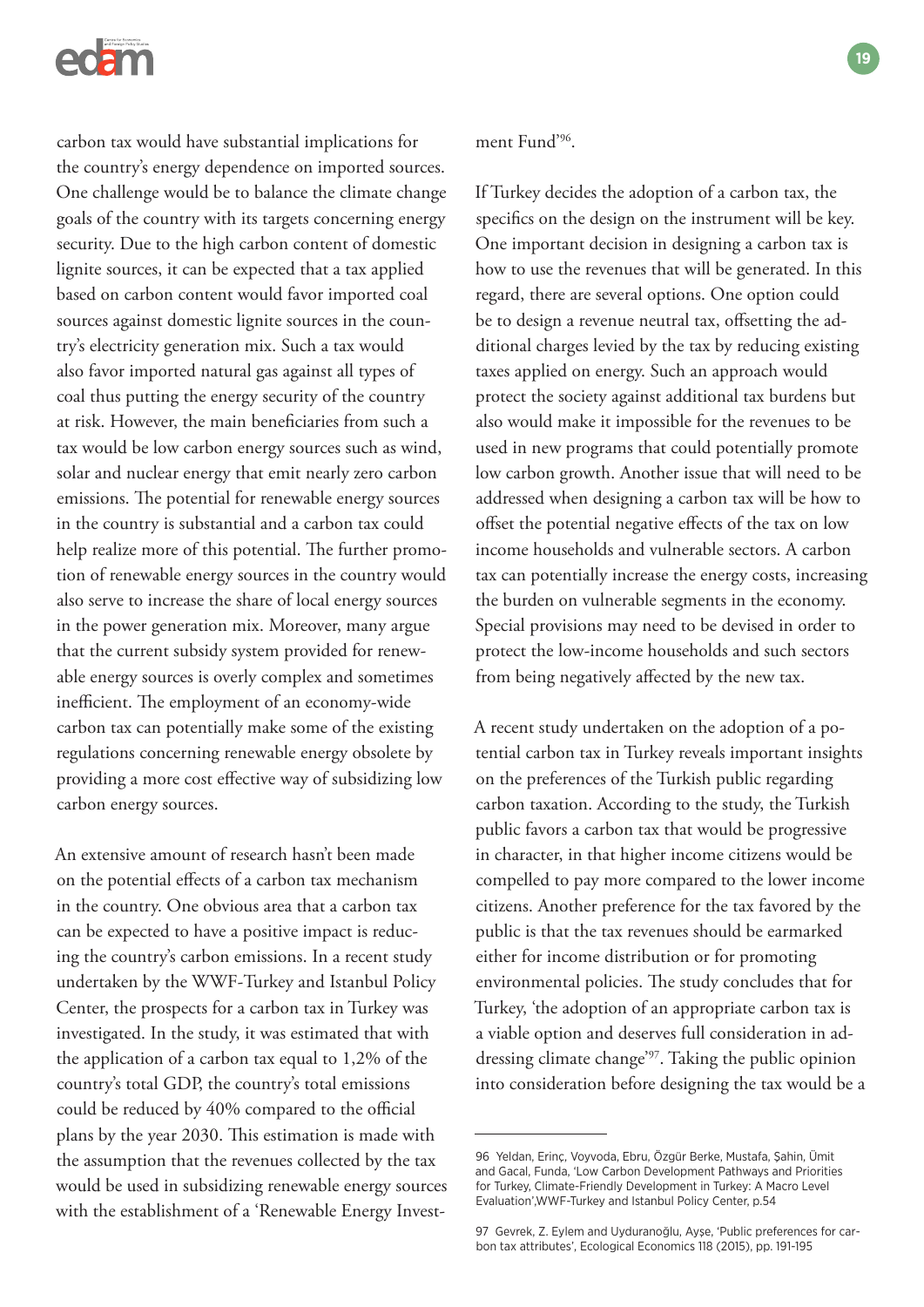carbon tax would have substantial implications for the country's energy dependence on imported sources. One challenge would be to balance the climate change goals of the country with its targets concerning energy security. Due to the high carbon content of domestic lignite sources, it can be expected that a tax applied based on carbon content would favor imported coal sources against domestic lignite sources in the country's electricity generation mix. Such a tax would also favor imported natural gas against all types of coal thus putting the energy security of the country at risk. However, the main beneficiaries from such a tax would be low carbon energy sources such as wind, solar and nuclear energy that emit nearly zero carbon emissions. The potential for renewable energy sources in the country is substantial and a carbon tax could help realize more of this potential. The further promotion of renewable energy sources in the country would also serve to increase the share of local energy sources in the power generation mix. Moreover, many argue that the current subsidy system provided for renewable energy sources is overly complex and sometimes inefficient. The employment of an economy-wide carbon tax can potentially make some of the existing regulations concerning renewable energy obsolete by providing a more cost effective way of subsidizing low carbon energy sources.

An extensive amount of research hasn't been made on the potential effects of a carbon tax mechanism in the country. One obvious area that a carbon tax can be expected to have a positive impact is reducing the country's carbon emissions. In a recent study undertaken by the WWF-Turkey and Istanbul Policy Center, the prospects for a carbon tax in Turkey was investigated. In the study, it was estimated that with the application of a carbon tax equal to 1,2% of the country's total GDP, the country's total emissions could be reduced by 40% compared to the official plans by the year 2030. This estimation is made with the assumption that the revenues collected by the tax would be used in subsidizing renewable energy sources with the establishment of a 'Renewable Energy Investment Fund'[96].

If Turkey decides the adoption of a carbon tax, the specifics on the design on the instrument will be key. One important decision in designing a carbon tax is how to use the revenues that will be generated. In this regard, there are several options. One option could be to design a revenue neutral tax, offsetting the additional charges levied by the tax by reducing existing taxes applied on energy. Such an approach would protect the society against additional tax burdens but also would make it impossible for the revenues to be used in new programs that could potentially promote low carbon growth. Another issue that will need to be addressed when designing a carbon tax will be how to offset the potential negative effects of the tax on low income households and vulnerable sectors. A carbon tax can potentially increase the energy costs, increasing the burden on vulnerable segments in the economy. Special provisions may need to be devised in order to protect the low-income households and such sectors from being negatively affected by the new tax.

A recent study undertaken on the adoption of a potential carbon tax in Turkey reveals important insights on the preferences of the Turkish public regarding carbon taxation. According to the study, the Turkish public favors a carbon tax that would be progressive in character, in that higher income citizens would be compelled to pay more compared to the lower income citizens. Another preference for the tax favored by the public is that the tax revenues should be earmarked either for income distribution or for promoting environmental policies. The study concludes that for Turkey, 'the adoption of an appropriate carbon tax is a viable option and deserves full consideration in addressing climate change'[97]. Taking the public opinion into consideration before designing the tax would be a

---

96 Yeldan, Erinç, Voyvoda, Ebru, Özgür Berke, Mustafa, Şahin, Ümit and Gacal, Funda, 'Low Carbon Development Pathways and Priorities for Turkey, Climate-Friendly Development in Turkey: A Macro Level Evaluation',WWF-Turkey and Istanbul Policy Center, p.54

97 Gevrek, Z. Eylem and Uyduranoğlu, Ayşe, 'Public preferences for carbon tax attributes', Ecological Economics 118 (2015), pp. 191-195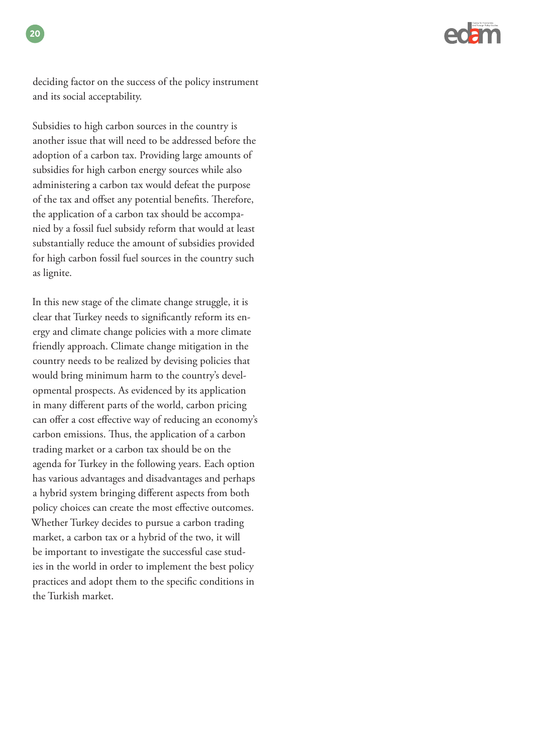deciding factor on the success of the policy instrument and its social acceptability.

Subsidies to high carbon sources in the country is another issue that will need to be addressed before the adoption of a carbon tax. Providing large amounts of subsidies for high carbon energy sources while also administering a carbon tax would defeat the purpose of the tax and offset any potential benefits. Therefore, the application of a carbon tax should be accompanied by a fossil fuel subsidy reform that would at least substantially reduce the amount of subsidies provided for high carbon fossil fuel sources in the country such as lignite.

In this new stage of the climate change struggle, it is clear that Turkey needs to significantly reform its energy and climate change policies with a more climate friendly approach. Climate change mitigation in the country needs to be realized by devising policies that would bring minimum harm to the country's developmental prospects. As evidenced by its application in many different parts of the world, carbon pricing can offer a cost effective way of reducing an economy's carbon emissions. Thus, the application of a carbon trading market or a carbon tax should be on the agenda for Turkey in the following years. Each option has various advantages and disadvantages and perhaps a hybrid system bringing different aspects from both policy choices can create the most effective outcomes. Whether Turkey decides to pursue a carbon trading market, a carbon tax or a hybrid of the two, it will be important to investigate the successful case studies in the world in order to implement the best policy practices and adopt them to the specific conditions in the Turkish market.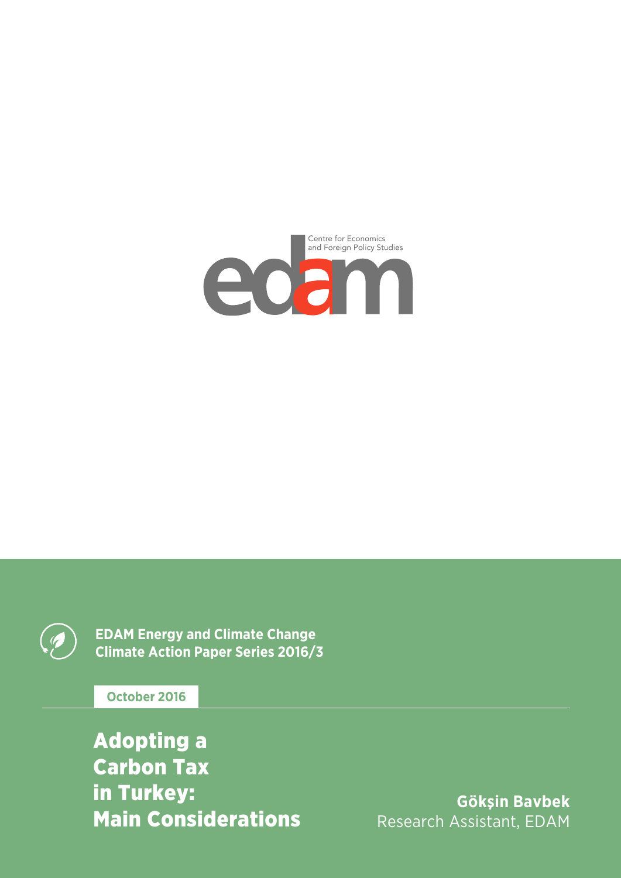Centre for Economics and Foreign Policy Studies

edam

**EDAM Energy and Climate Change Climate Action Paper Series 2016/3**

**October 2016**

# Adopting a Carbon Tax in Turkey: Main Considerations

**Gökşin Bavbek**
Research Assistant, EDAM